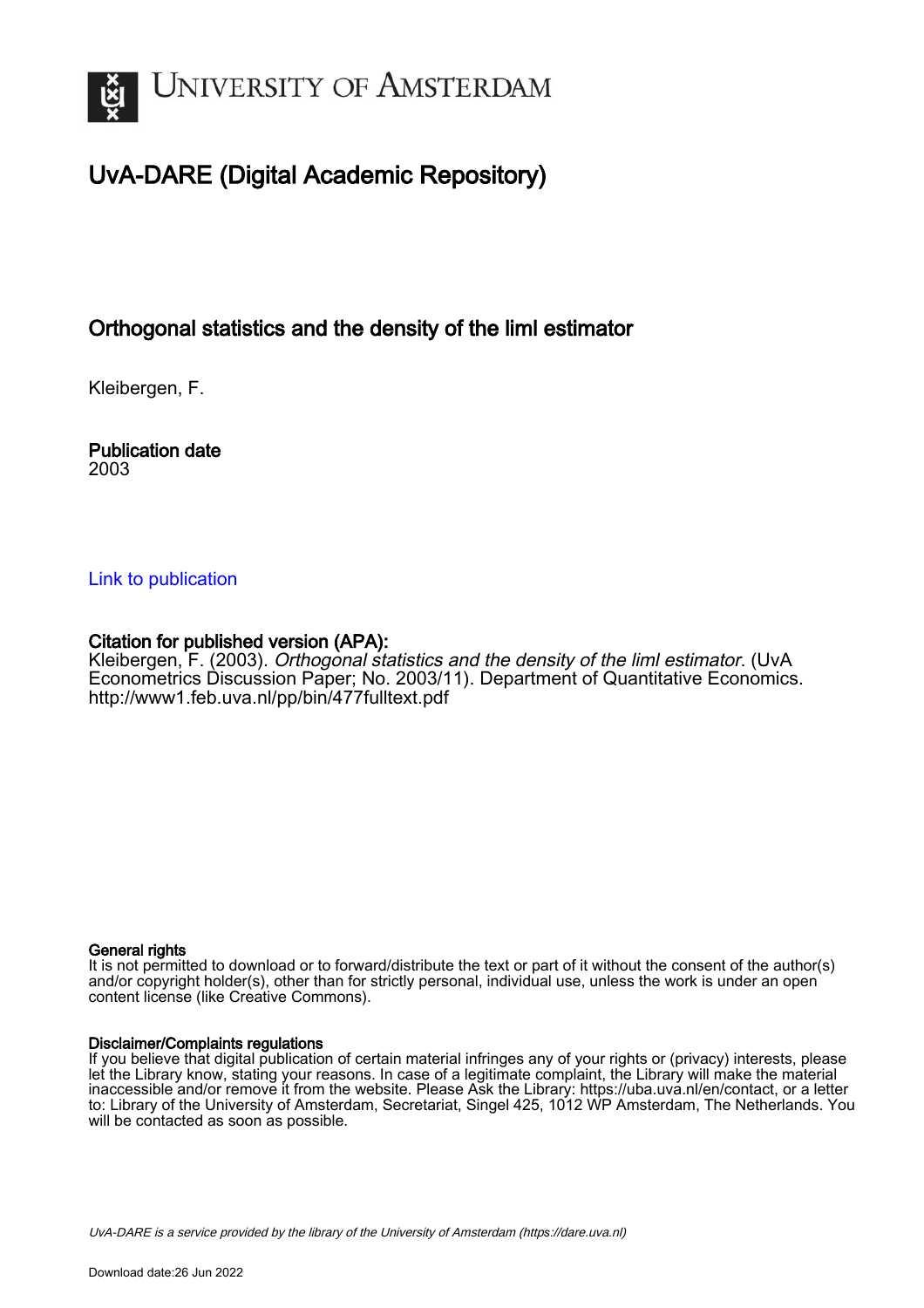# UvA-DARE (Digital Academic Repository)

## Orthogonal statistics and the density of the liml estimator

Kleibergen, F.

**Publication date**
2003

Link to publication

**Citation for published version (APA):**
Kleibergen, F. (2003). *Orthogonal statistics and the density of the liml estimator*. (UvA Econometrics Discussion Paper; No. 2003/11). Department of Quantitative Economics. http://www1.feb.uva.nl/pp/bin/477fulltext.pdf

**General rights**
It is not permitted to download or to forward/distribute the text or part of it without the consent of the author(s) and/or copyright holder(s), other than for strictly personal, individual use, unless the work is under an open content license (like Creative Commons).

**Disclaimer/Complaints regulations**
If you believe that digital publication of certain material infringes any of your rights or (privacy) interests, please let the Library know, stating your reasons. In case of a legitimate complaint, the Library will make the material inaccessible and/or remove it from the website. Please Ask the Library: https://uba.uva.nl/en/contact, or a letter to: Library of the University of Amsterdam, Secretariat, Singel 425, 1012 WP Amsterdam, The Netherlands. You will be contacted as soon as possible.

UvA-DARE is a service provided by the library of the University of Amsterdam (https://dare.uva.nl)

Download date:26 Jun 2022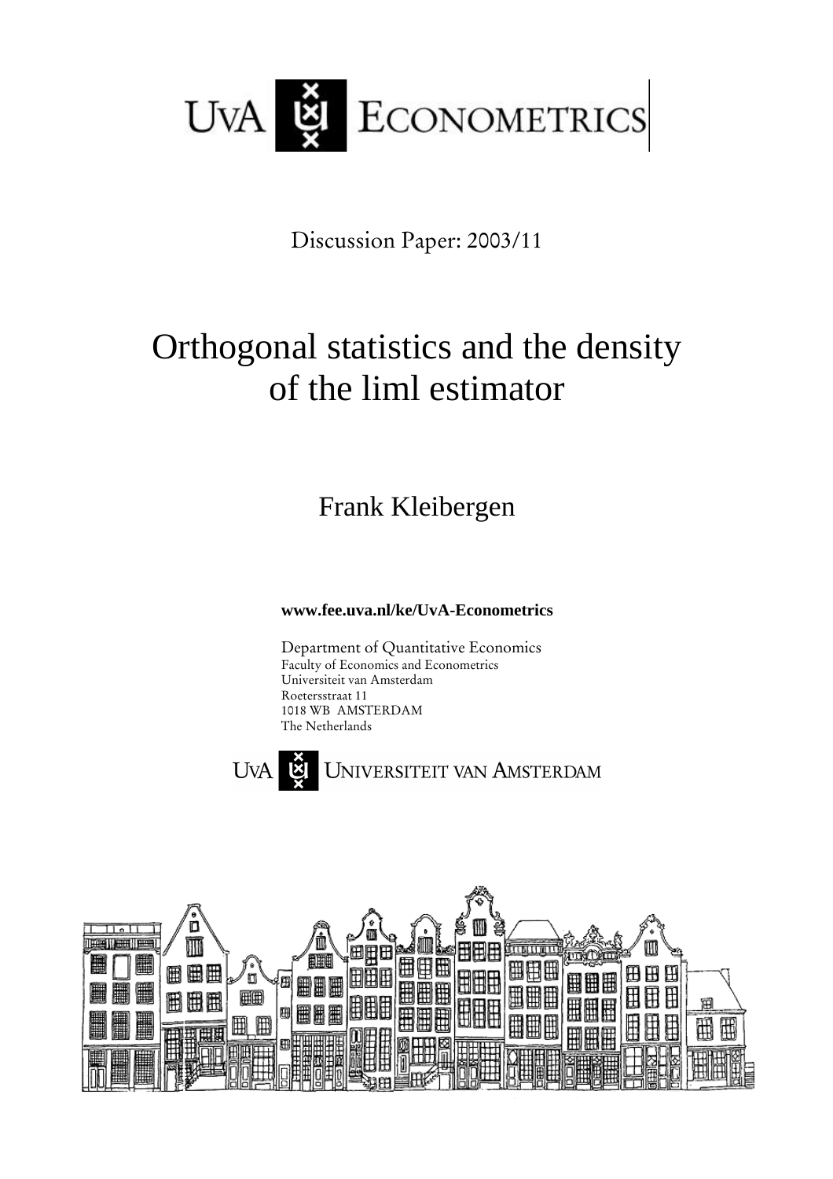UvA ECONOMETRICS

Discussion Paper: 2003/11

# Orthogonal statistics and the density of the liml estimator

Frank Kleibergen

**www.fee.uva.nl/ke/UvA-Econometrics**

Department of Quantitative Economics
Faculty of Economics and Econometrics
Universiteit van Amsterdam
Roetersstraat 11
1018 WB AMSTERDAM
The Netherlands

UvA UNIVERSITEIT VAN AMSTERDAM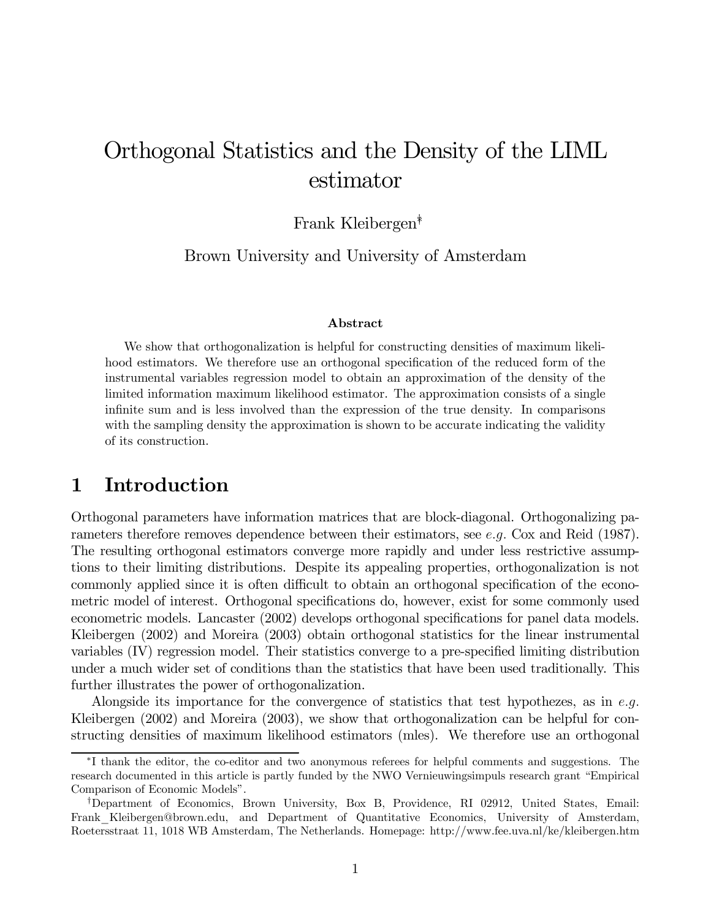# Orthogonal Statistics and the Density of the LIML estimator

Frank Kleibergen[*][†]

Brown University and University of Amsterdam

### Abstract

We show that orthogonalization is helpful for constructing densities of maximum likelihood estimators. We therefore use an orthogonal specification of the reduced form of the instrumental variables regression model to obtain an approximation of the density of the limited information maximum likelihood estimator. The approximation consists of a single infinite sum and is less involved than the expression of the true density. In comparisons with the sampling density the approximation is shown to be accurate indicating the validity of its construction.

## 1 Introduction

Orthogonal parameters have information matrices that are block-diagonal. Orthogonalizing parameters therefore removes dependence between their estimators, see *e.g.* Cox and Reid (1987). The resulting orthogonal estimators converge more rapidly and under less restrictive assumptions to their limiting distributions. Despite its appealing properties, orthogonalization is not commonly applied since it is often difficult to obtain an orthogonal specification of the econometric model of interest. Orthogonal specifications do, however, exist for some commonly used econometric models. Lancaster (2002) develops orthogonal specifications for panel data models. Kleibergen (2002) and Moreira (2003) obtain orthogonal statistics for the linear instrumental variables (IV) regression model. Their statistics converge to a pre-specified limiting distribution under a much wider set of conditions than the statistics that have been used traditionally. This further illustrates the power of orthogonalization.

Alongside its importance for the convergence of statistics that test hypothezes, as in *e.g.* Kleibergen (2002) and Moreira (2003), we show that orthogonalization can be helpful for constructing densities of maximum likelihood estimators (mles). We therefore use an orthogonal

---

[*] I thank the editor, the co-editor and two anonymous referees for helpful comments and suggestions. The research documented in this article is partly funded by the NWO Vernieuwingsimpuls research grant "Empirical Comparison of Economic Models".

[†] Department of Economics, Brown University, Box B, Providence, RI 02912, United States, Email: Frank_Kleibergen@brown.edu, and Department of Quantitative Economics, University of Amsterdam, Roetersstraat 11, 1018 WB Amsterdam, The Netherlands. Homepage: http://www.fee.uva.nl/ke/kleibergen.htm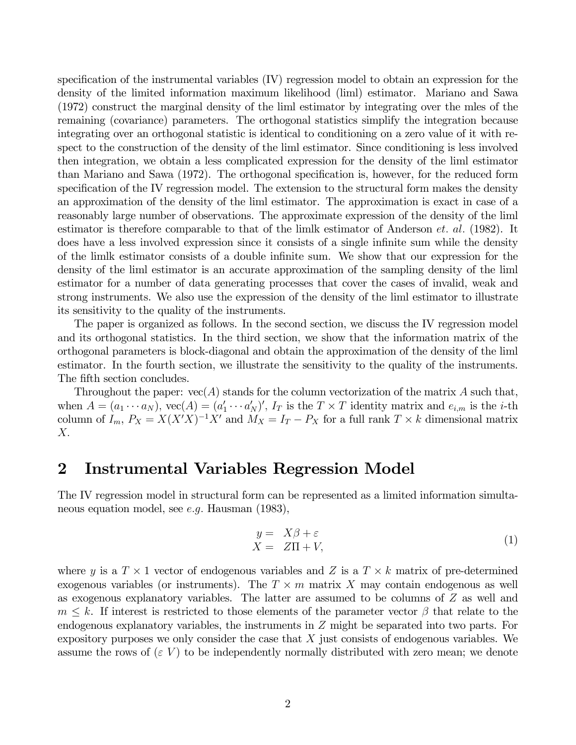specification of the instrumental variables (IV) regression model to obtain an expression for the density of the limited information maximum likelihood (liml) estimator. Mariano and Sawa (1972) construct the marginal density of the liml estimator by integrating over the mles of the remaining (covariance) parameters. The orthogonal statistics simplify the integration because integrating over an orthogonal statistic is identical to conditioning on a zero value of it with respect to the construction of the density of the liml estimator. Since conditioning is less involved then integration, we obtain a less complicated expression for the density of the liml estimator than Mariano and Sawa (1972). The orthogonal specification is, however, for the reduced form specification of the IV regression model. The extension to the structural form makes the density an approximation of the density of the liml estimator. The approximation is exact in case of a reasonably large number of observations. The approximate expression of the density of the liml estimator is therefore comparable to that of the limlk estimator of Anderson *et. al.* (1982). It does have a less involved expression since it consists of a single infinite sum while the density of the limlk estimator consists of a double infinite sum. We show that our expression for the density of the liml estimator is an accurate approximation of the sampling density of the liml estimator for a number of data generating processes that cover the cases of invalid, weak and strong instruments. We also use the expression of the density of the liml estimator to illustrate its sensitivity to the quality of the instruments.

The paper is organized as follows. In the second section, we discuss the IV regression model and its orthogonal statistics. In the third section, we show that the information matrix of the orthogonal parameters is block-diagonal and obtain the approximation of the density of the liml estimator. In the fourth section, we illustrate the sensitivity to the quality of the instruments. The fifth section concludes.

Throughout the paper: $\text{vec}(A)$ stands for the column vectorization of the matrix $A$ such that, when $A = (a_1 \cdots a_N)$, $\text{vec}(A) = (a_1' \cdots a_N')'$, $I_T$ is the $T \times T$ identity matrix and $e_{i,m}$ is the $i$-th column of $I_m$, $P_X = X(X'X)^{-1}X'$ and $M_X = I_T - P_X$ for a full rank $T \times k$ dimensional matrix $X$.

## 2 Instrumental Variables Regression Model

The IV regression model in structural form can be represented as a limited information simultaneous equation model, see *e.g.* Hausman (1983),

$$\begin{aligned} y &= X\beta + \varepsilon \\ X &= Z\Pi + V, \end{aligned} \tag{1}$$

where $y$ is a $T \times 1$ vector of endogenous variables and $Z$ is a $T \times k$ matrix of pre-determined exogenous variables (or instruments). The $T \times m$ matrix $X$ may contain endogenous as well as exogenous explanatory variables. The latter are assumed to be columns of $Z$ as well and $m \leq k$. If interest is restricted to those elements of the parameter vector $\beta$ that relate to the endogenous explanatory variables, the instruments in $Z$ might be separated into two parts. For expository purposes we only consider the case that $X$ just consists of endogenous variables. We assume the rows of $(\varepsilon \; V)$ to be independently normally distributed with zero mean; we denote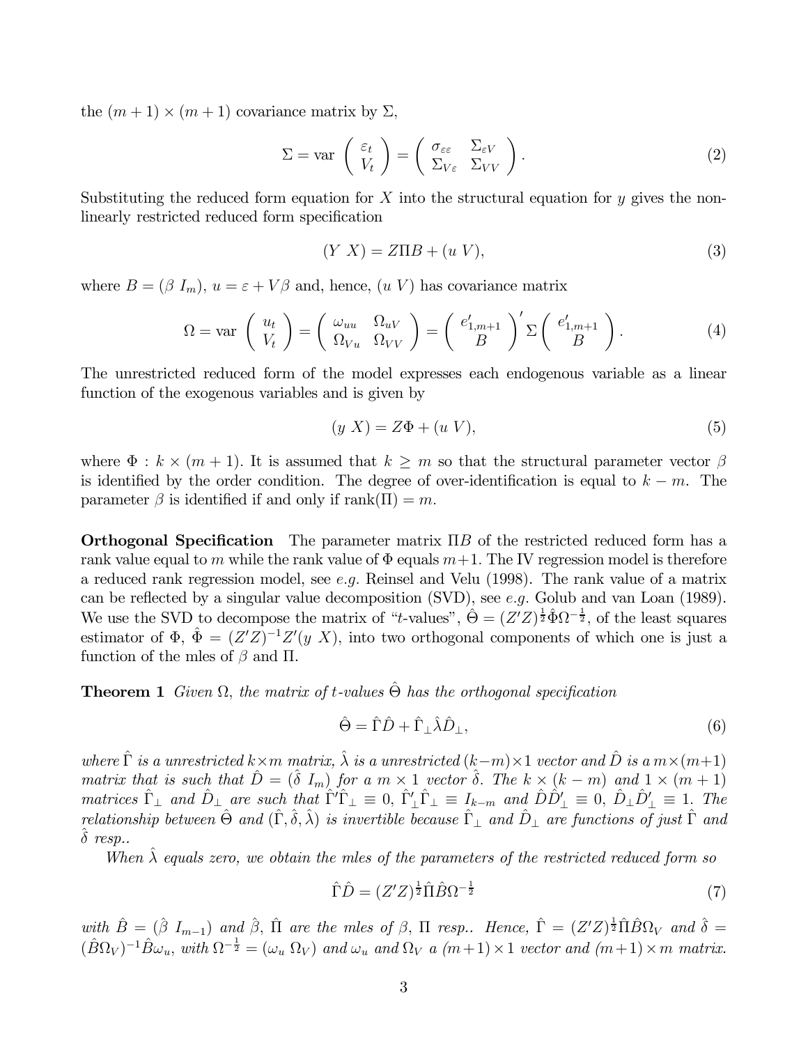the $(m+1) \times (m+1)$ covariance matrix by $\Sigma$,

$$\Sigma = \text{var}\left(\begin{array}{c} \varepsilon_t \\ V_t \end{array}\right) = \left(\begin{array}{cc} \sigma_{\varepsilon\varepsilon} & \Sigma_{\varepsilon V} \\ \Sigma_{V\varepsilon} & \Sigma_{VV} \end{array}\right). \tag{2}$$

Substituting the reduced form equation for $X$ into the structural equation for $y$ gives the non-linearly restricted reduced form specification

$$(Y\ X) = Z\Pi B + (u\ V), \tag{3}$$

where $B = (\beta\ I_m)$, $u = \varepsilon + V\beta$ and, hence, $(u\ V)$ has covariance matrix

$$\Omega = \text{var}\left(\begin{array}{c} u_t \\ V_t \end{array}\right) = \left(\begin{array}{cc} \omega_{uu} & \Omega_{uV} \\ \Omega_{Vu} & \Omega_{VV} \end{array}\right) = \left(\begin{array}{c} e'_{1,m+1} \\ B \end{array}\right)' \Sigma \left(\begin{array}{c} e'_{1,m+1} \\ B \end{array}\right). \tag{4}$$

The unrestricted reduced form of the model expresses each endogenous variable as a linear function of the exogenous variables and is given by

$$(y\ X) = Z\Phi + (u\ V), \tag{5}$$

where $\Phi : k \times (m+1)$. It is assumed that $k \geq m$ so that the structural parameter vector $\beta$ is identified by the order condition. The degree of over-identification is equal to $k - m$. The parameter $\beta$ is identified if and only if $\text{rank}(\Pi) = m$.

**Orthogonal Specification** The parameter matrix $\Pi B$ of the restricted reduced form has a rank value equal to $m$ while the rank value of $\Phi$ equals $m+1$. The IV regression model is therefore a reduced rank regression model, see *e.g.* Reinsel and Velu (1998). The rank value of a matrix can be reflected by a singular value decomposition (SVD), see *e.g.* Golub and van Loan (1989). We use the SVD to decompose the matrix of "$t$-values", $\hat{\Theta} = (Z'Z)^{\frac{1}{2}}\hat{\Phi}\Omega^{-\frac{1}{2}}$, of the least squares estimator of $\Phi$, $\hat{\Phi} = (Z'Z)^{-1}Z'(y\ X)$, into two orthogonal components of which one is just a function of the mles of $\beta$ and $\Pi$.

**Theorem 1** *Given $\Omega$, the matrix of $t$-values $\hat{\Theta}$ has the orthogonal specification*

$$\hat{\Theta} = \hat{\Gamma}\hat{D} + \hat{\Gamma}_{\perp}\hat{\lambda}\hat{D}_{\perp}, \tag{6}$$

*where $\hat{\Gamma}$ is a unrestricted $k \times m$ matrix, $\hat{\lambda}$ is a unrestricted $(k-m) \times 1$ vector and $\hat{D}$ is a $m \times (m+1)$ matrix that is such that $\hat{D} = (\hat{\delta}\ I_m)$ for a $m \times 1$ vector $\hat{\delta}$. The $k \times (k-m)$ and $1 \times (m+1)$ matrices $\hat{\Gamma}_{\perp}$ and $\hat{D}_{\perp}$ are such that $\hat{\Gamma}'\hat{\Gamma}_{\perp} \equiv 0$, $\hat{\Gamma}'_{\perp}\hat{\Gamma}_{\perp} \equiv I_{k-m}$ and $\hat{D}\hat{D}'_{\perp} \equiv 0$, $\hat{D}_{\perp}\hat{D}'_{\perp} \equiv 1$. The relationship between $\hat{\Theta}$ and $(\hat{\Gamma}, \hat{\delta}, \hat{\lambda})$ is invertible because $\hat{\Gamma}_{\perp}$ and $\hat{D}_{\perp}$ are functions of just $\hat{\Gamma}$ and $\hat{\delta}$ resp..*

*When $\hat{\lambda}$ equals zero, we obtain the mles of the parameters of the restricted reduced form so*

$$\hat{\Gamma}\hat{D} = (Z'Z)^{\frac{1}{2}}\hat{\Pi}\hat{B}\Omega^{-\frac{1}{2}} \tag{7}$$

*with $\hat{B} = (\hat{\beta}\ I_{m-1})$ and $\hat{\beta}$, $\hat{\Pi}$ are the mles of $\beta$, $\Pi$ resp.. Hence, $\hat{\Gamma} = (Z'Z)^{\frac{1}{2}}\hat{\Pi}\hat{B}\Omega_V$ and $\hat{\delta} = (\hat{B}\Omega_V)^{-1}\hat{B}\omega_u$, with $\Omega^{-\frac{1}{2}} = (\omega_u\ \Omega_V)$ and $\omega_u$ and $\Omega_V$ a $(m+1) \times 1$ vector and $(m+1) \times m$ matrix.*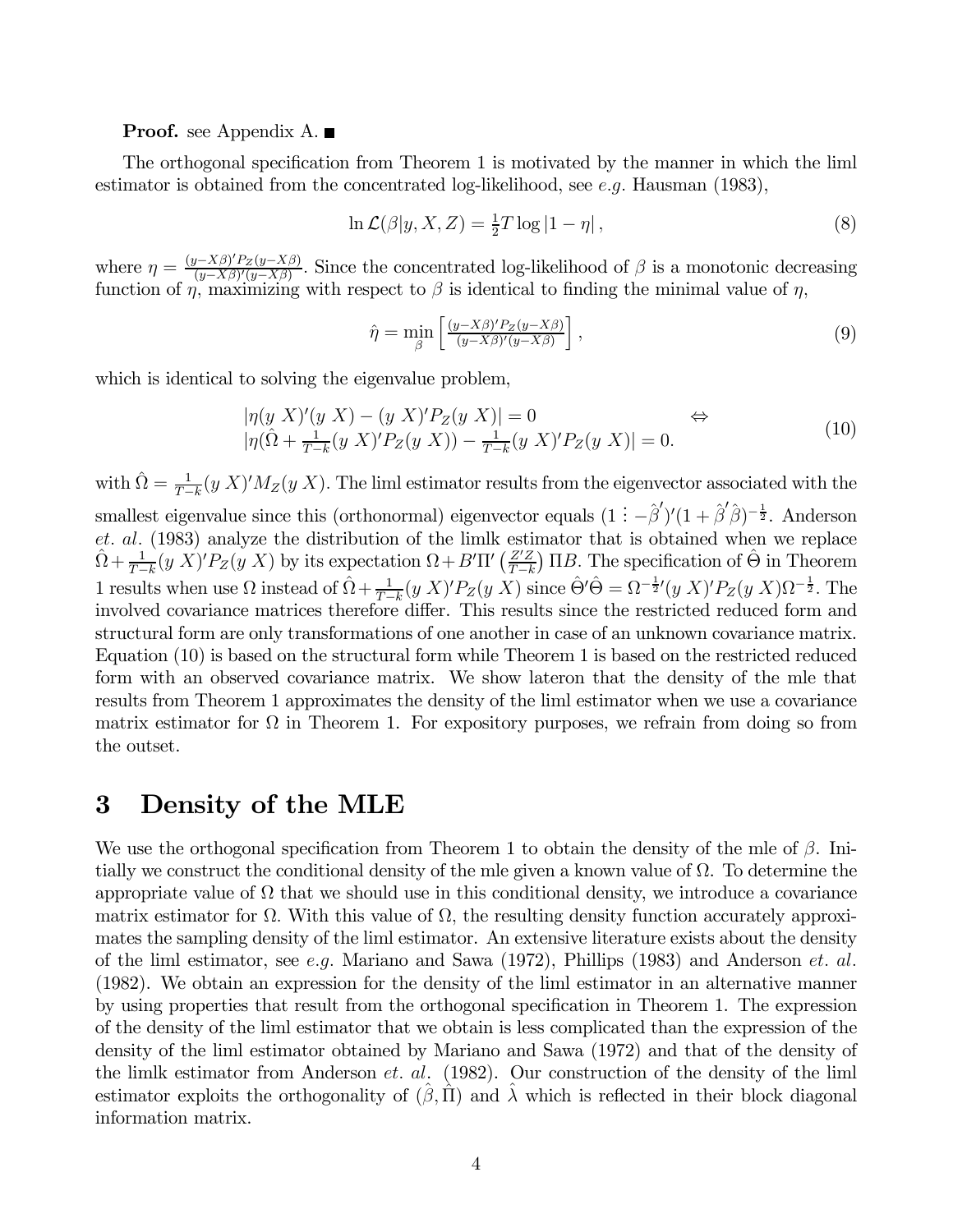**Proof.** see Appendix A. ■

The orthogonal specification from Theorem 1 is motivated by the manner in which the liml estimator is obtained from the concentrated log-likelihood, see *e.g.* Hausman (1983),

$$\ln \mathcal{L}(\beta|y, X, Z) = \tfrac{1}{2}T \log |1 - \eta| , \tag{8}$$

where $\eta = \frac{(y-X\beta)' P_Z (y-X\beta)}{(y-X\beta)'(y-X\beta)}$. Since the concentrated log-likelihood of $\beta$ is a monotonic decreasing function of $\eta$, maximizing with respect to $\beta$ is identical to finding the minimal value of $\eta$,

$$\hat{\eta} = \min_{\beta} \left[ \tfrac{(y-X\beta)' P_Z (y-X\beta)}{(y-X\beta)'(y-X\beta)} \right] , \tag{9}$$

which is identical to solving the eigenvalue problem,

$$\begin{array}{ll} |\eta(y \; X)'(y \; X) - (y \; X)' P_Z (y \; X)| = 0 & \Leftrightarrow \\ |\eta(\hat{\Omega} + \frac{1}{T-k}(y \; X)' P_Z (y \; X)) - \frac{1}{T-k}(y \; X)' P_Z (y \; X)| = 0. & \end{array} \tag{10}$$

with $\hat{\Omega} = \frac{1}{T-k}(y \; X)' M_Z (y \; X)$. The liml estimator results from the eigenvector associated with the smallest eigenvalue since this (orthonormal) eigenvector equals $(1 \vdots -\hat{\beta}')'(1 + \hat{\beta}'\hat{\beta})^{-\frac{1}{2}}$. Anderson *et. al.* (1983) analyze the distribution of the limlk estimator that is obtained when we replace $\hat{\Omega} + \frac{1}{T-k}(y \; X)' P_Z (y \; X)$ by its expectation $\Omega + B'\Pi' \left(\frac{Z'Z}{T-k}\right) \Pi B$. The specification of $\hat{\Theta}$ in Theorem 1 results when use $\Omega$ instead of $\hat{\Omega} + \frac{1}{T-k}(y \; X)' P_Z (y \; X)$ since $\hat{\Theta}'\hat{\Theta} = \Omega^{-\frac{1}{2}\prime}(y \; X)' P_Z (y \; X) \Omega^{-\frac{1}{2}}$. The involved covariance matrices therefore differ. This results since the restricted reduced form and structural form are only transformations of one another in case of an unknown covariance matrix. Equation (10) is based on the structural form while Theorem 1 is based on the restricted reduced form with an observed covariance matrix. We show lateron that the density of the mle that results from Theorem 1 approximates the density of the liml estimator when we use a covariance matrix estimator for $\Omega$ in Theorem 1. For expository purposes, we refrain from doing so from the outset.

# 3 Density of the MLE

We use the orthogonal specification from Theorem 1 to obtain the density of the mle of $\beta$. Initially we construct the conditional density of the mle given a known value of $\Omega$. To determine the appropriate value of $\Omega$ that we should use in this conditional density, we introduce a covariance matrix estimator for $\Omega$. With this value of $\Omega$, the resulting density function accurately approximates the sampling density of the liml estimator. An extensive literature exists about the density of the liml estimator, see *e.g.* Mariano and Sawa (1972), Phillips (1983) and Anderson *et. al.* (1982). We obtain an expression for the density of the liml estimator in an alternative manner by using properties that result from the orthogonal specification in Theorem 1. The expression of the density of the liml estimator that we obtain is less complicated than the expression of the density of the liml estimator obtained by Mariano and Sawa (1972) and that of the density of the limlk estimator from Anderson *et. al.* (1982). Our construction of the density of the liml estimator exploits the orthogonality of $(\hat{\beta}, \hat{\Pi})$ and $\hat{\lambda}$ which is reflected in their block diagonal information matrix.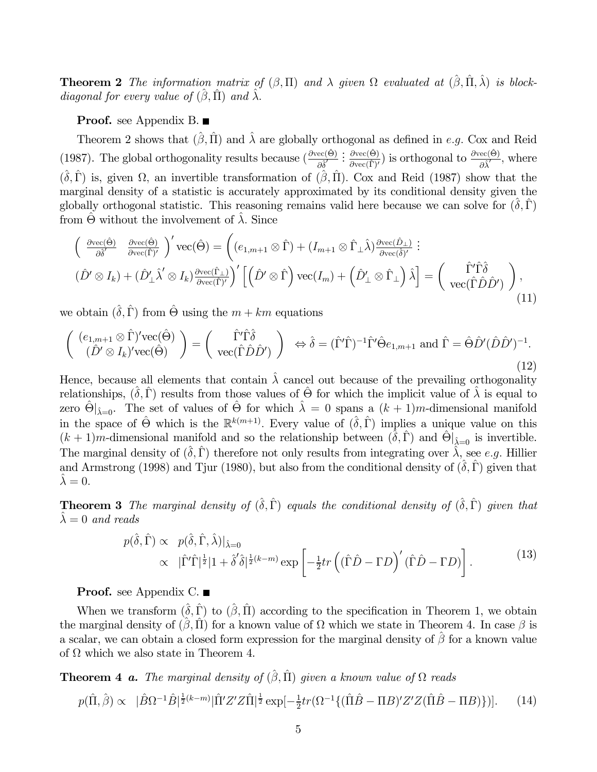**Theorem 2** *The information matrix of $(\beta, \Pi)$ and $\lambda$ given $\Omega$ evaluated at $(\hat{\beta}, \hat{\Pi}, \hat{\lambda})$ is block-diagonal for every value of $(\hat{\beta}, \hat{\Pi})$ and $\hat{\lambda}$.*

**Proof.** see Appendix B. ■

Theorem 2 shows that $(\hat{\beta}, \hat{\Pi})$ and $\hat{\lambda}$ are globally orthogonal as defined in *e.g.* Cox and Reid (1987). The global orthogonality results because $(\frac{\partial \text{vec}(\hat{\Theta})}{\partial \hat{\delta}'} \vdots \frac{\partial \text{vec}(\hat{\Theta})}{\partial \text{vec}(\hat{\Gamma})'})$ is orthogonal to $\frac{\partial \text{vec}(\hat{\Theta})}{\partial \hat{\lambda}'}$, where $(\hat{\delta}, \hat{\Gamma})$ is, given $\Omega$, an invertible transformation of $(\hat{\beta}, \hat{\Pi})$. Cox and Reid (1987) show that the marginal density of a statistic is accurately approximated by its conditional density given the globally orthogonal statistic. This reasoning remains valid here because we can solve for $(\hat{\delta}, \hat{\Gamma})$ from $\hat{\Theta}$ without the involvement of $\hat{\lambda}$. Since

$$
\begin{aligned}
&\left( \begin{array}{cc} \frac{\partial \text{vec}(\hat{\Theta})}{\partial \hat{\delta}'} & \frac{\partial \text{vec}(\hat{\Theta})}{\partial \text{vec}(\hat{\Gamma})'} \end{array} \right)' \text{vec}(\hat{\Theta}) = \Bigg( (e_{1,m+1} \otimes \hat{\Gamma}) + (I_{m+1} \otimes \hat{\Gamma}_{\perp}\hat{\lambda}) \frac{\partial \text{vec}(\hat{D}_{\perp})}{\partial \text{vec}(\hat{\delta})'} \vdots \\
&(\hat{D}' \otimes I_k) + (\hat{D}_{\perp}' \hat{\lambda}' \otimes I_k) \frac{\partial \text{vec}(\hat{\Gamma}_{\perp})}{\partial \text{vec}(\hat{\Gamma})'} \Bigg)' \left[ \left( \hat{D}' \otimes \hat{\Gamma} \right) \text{vec}(I_m) + \left( \hat{D}_{\perp}' \otimes \hat{\Gamma}_{\perp} \right) \hat{\lambda} \right] = \left( \begin{array}{c} \hat{\Gamma}'\hat{\Gamma}\hat{\delta} \\ \text{vec}(\hat{\Gamma}\hat{D}\hat{D}') \end{array} \right),
\end{aligned}
\tag{11}
$$

we obtain $(\hat{\delta}, \hat{\Gamma})$ from $\hat{\Theta}$ using the $m + km$ equations

$$
\left( \begin{array}{c} (e_{1,m+1} \otimes \hat{\Gamma})'\text{vec}(\hat{\Theta}) \\ (\hat{D}' \otimes I_k)'\text{vec}(\hat{\Theta}) \end{array} \right) = \left( \begin{array}{c} \hat{\Gamma}'\hat{\Gamma}\hat{\delta} \\ \text{vec}(\hat{\Gamma}\hat{D}\hat{D}') \end{array} \right) \Leftrightarrow \hat{\delta} = (\hat{\Gamma}'\hat{\Gamma})^{-1}\hat{\Gamma}'\hat{\Theta}e_{1,m+1} \text{ and } \hat{\Gamma} = \hat{\Theta}\hat{D}'(\hat{D}\hat{D}')^{-1}.
\tag{12}
$$

Hence, because all elements that contain $\hat{\lambda}$ cancel out because of the prevailing orthogonality relationships, $(\hat{\delta}, \hat{\Gamma})$ results from those values of $\hat{\Theta}$ for which the implicit value of $\hat{\lambda}$ is equal to zero $\hat{\Theta}|_{\hat{\lambda}=0}$. The set of values of $\hat{\Theta}$ for which $\hat{\lambda} = 0$ spans a $(k+1)m$-dimensional manifold in the space of $\hat{\Theta}$ which is the $\mathbb{R}^{k(m+1)}$. Every value of $(\hat{\delta}, \hat{\Gamma})$ implies a unique value on this $(k+1)m$-dimensional manifold and so the relationship between $(\hat{\delta}, \hat{\Gamma})$ and $\hat{\Theta}|_{\hat{\lambda}=0}$ is invertible. The marginal density of $(\hat{\delta}, \hat{\Gamma})$ therefore not only results from integrating over $\hat{\lambda}$, see *e.g.* Hillier and Armstrong (1998) and Tjur (1980), but also from the conditional density of $(\hat{\delta}, \hat{\Gamma})$ given that $\hat{\lambda} = 0$.

**Theorem 3** *The marginal density of $(\hat{\delta}, \hat{\Gamma})$ equals the conditional density of $(\hat{\delta}, \hat{\Gamma})$ given that $\hat{\lambda} = 0$ and reads*

$$
\begin{aligned}
p(\hat{\delta}, \hat{\Gamma}) &\propto p(\hat{\delta}, \hat{\Gamma}, \hat{\lambda})|_{\hat{\lambda}=0} \\
&\propto |\hat{\Gamma}'\hat{\Gamma}|^{\frac{1}{2}} |1 + \hat{\delta}'\hat{\delta}|^{\frac{1}{2}(k-m)} \exp\left[ -\tfrac{1}{2} tr \left( (\hat{\Gamma}\hat{D} - \Gamma D)' (\hat{\Gamma}\hat{D} - \Gamma D) \right) \right].
\end{aligned}
\tag{13}
$$

**Proof.** see Appendix C. ■

When we transform $(\hat{\delta}, \hat{\Gamma})$ to $(\hat{\beta}, \hat{\Pi})$ according to the specification in Theorem 1, we obtain the marginal density of $(\hat{\beta}, \hat{\Pi})$ for a known value of $\Omega$ which we state in Theorem 4. In case $\beta$ is a scalar, we can obtain a closed form expression for the marginal density of $\hat{\beta}$ for a known value of $\Omega$ which we also state in Theorem 4.

**Theorem 4** ***a.*** *The marginal density of $(\hat{\beta}, \hat{\Pi})$ given a known value of $\Omega$ reads*

$$
p(\hat{\Pi}, \hat{\beta}) \propto |\hat{B}\Omega^{-1}\hat{B}|^{\frac{1}{2}(k-m)} |\hat{\Pi}'Z'Z\hat{\Pi}|^{\frac{1}{2}} \exp[-\tfrac{1}{2} tr(\Omega^{-1}\{(\hat{\Pi}\hat{B} - \Pi B)'Z'Z(\hat{\Pi}\hat{B} - \Pi B)\})].
\tag{14}
$$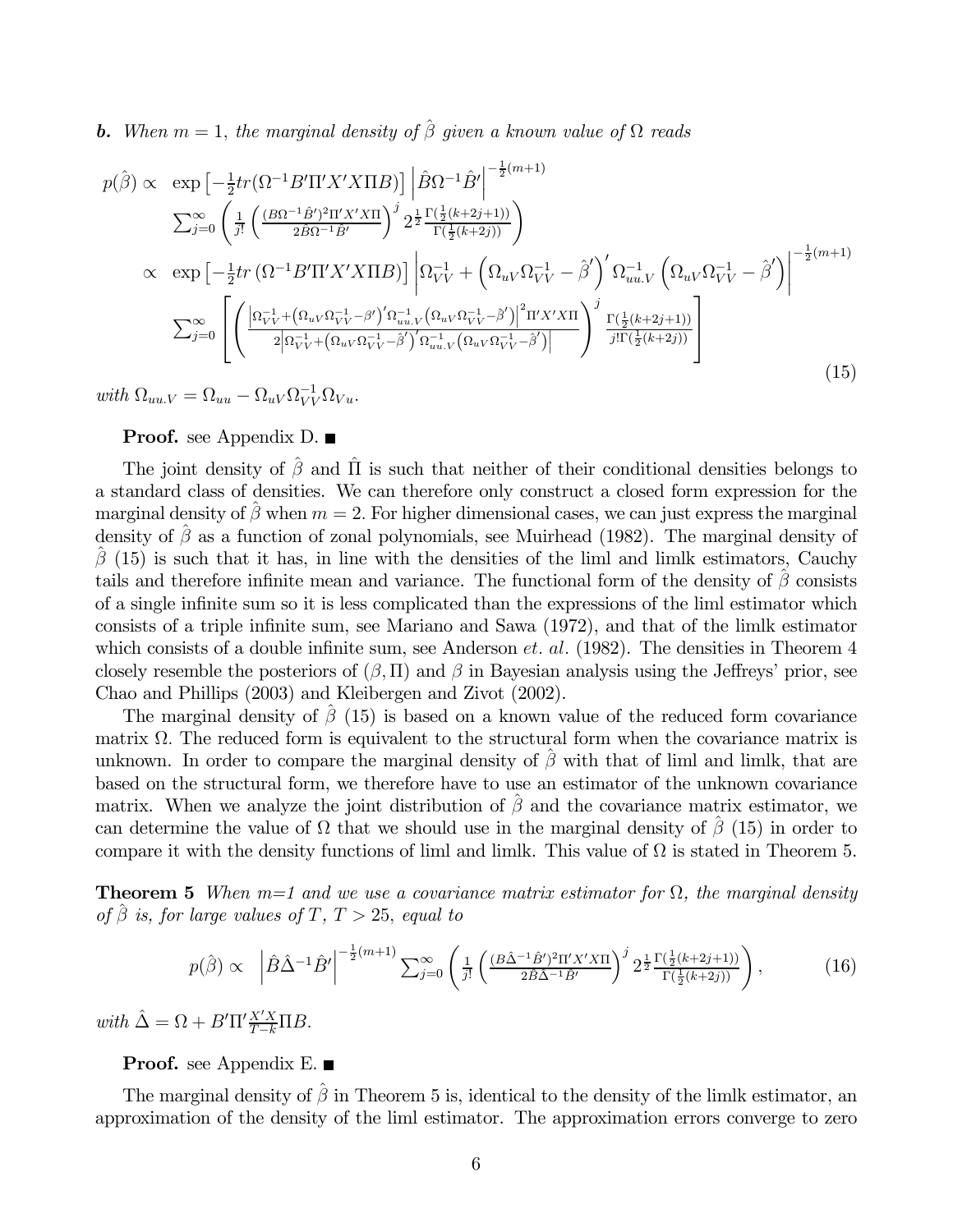***b.*** *When $m=1$, the marginal density of $\hat{\beta}$ given a known value of $\Omega$ reads*

$$
\begin{aligned}
p(\hat{\beta}) \propto\ & \exp\left[-\tfrac{1}{2}tr(\Omega^{-1}B'\Pi'X'X\Pi B)\right] \left|\hat{B}\Omega^{-1}\hat{B}'\right|^{-\frac{1}{2}(m+1)} \\
& \textstyle\sum_{j=0}^{\infty}\left(\frac{1}{j!}\left(\frac{(B\Omega^{-1}\hat{B}')^2\Pi'X'X\Pi}{2\hat{B}\Omega^{-1}\hat{B}'}\right)^j 2^{\frac{1}{2}}\frac{\Gamma(\frac{1}{2}(k+2j+1))}{\Gamma(\frac{1}{2}(k+2j))}\right) \\
\propto\ & \exp\left[-\tfrac{1}{2}tr\left(\Omega^{-1}B'\Pi'X'X\Pi B\right)\right] \left|\Omega_{VV}^{-1} + \left(\Omega_{uV}\Omega_{VV}^{-1}-\hat{\beta}'\right)'\Omega_{uu.V}^{-1}\left(\Omega_{uV}\Omega_{VV}^{-1}-\hat{\beta}'\right)\right|^{-\frac{1}{2}(m+1)} \\
& \textstyle\sum_{j=0}^{\infty}\left[\left(\frac{\left|\Omega_{VV}^{-1}+\left(\Omega_{uV}\Omega_{VV}^{-1}-\beta'\right)'\Omega_{uu.V}^{-1}\left(\Omega_{uV}\Omega_{VV}^{-1}-\hat{\beta}'\right)\right|^2\Pi'X'X\Pi}{2\left|\Omega_{VV}^{-1}+\left(\Omega_{uV}\Omega_{VV}^{-1}-\hat{\beta}'\right)'\Omega_{uu.V}^{-1}\left(\Omega_{uV}\Omega_{VV}^{-1}-\hat{\beta}'\right)\right|}\right)^j \frac{\Gamma(\frac{1}{2}(k+2j+1))}{j!\Gamma(\frac{1}{2}(k+2j))}\right]
\end{aligned}
\tag{15}
$$

*with $\Omega_{uu.V} = \Omega_{uu} - \Omega_{uV}\Omega_{VV}^{-1}\Omega_{Vu}$.*

**Proof.** see Appendix D. ■

The joint density of $\hat{\beta}$ and $\hat{\Pi}$ is such that neither of their conditional densities belongs to a standard class of densities. We can therefore only construct a closed form expression for the marginal density of $\hat{\beta}$ when $m=2$. For higher dimensional cases, we can just express the marginal density of $\hat{\beta}$ as a function of zonal polynomials, see Muirhead (1982). The marginal density of $\hat{\beta}$ (15) is such that it has, in line with the densities of the liml and limlk estimators, Cauchy tails and therefore infinite mean and variance. The functional form of the density of $\hat{\beta}$ consists of a single infinite sum so it is less complicated than the expressions of the liml estimator which consists of a triple infinite sum, see Mariano and Sawa (1972), and that of the limlk estimator which consists of a double infinite sum, see Anderson *et. al.* (1982). The densities in Theorem 4 closely resemble the posteriors of $(\beta, \Pi)$ and $\beta$ in Bayesian analysis using the Jeffreys' prior, see Chao and Phillips (2003) and Kleibergen and Zivot (2002).

The marginal density of $\hat{\beta}$ (15) is based on a known value of the reduced form covariance matrix $\Omega$. The reduced form is equivalent to the structural form when the covariance matrix is unknown. In order to compare the marginal density of $\hat{\beta}$ with that of liml and limlk, that are based on the structural form, we therefore have to use an estimator of the unknown covariance matrix. When we analyze the joint distribution of $\hat{\beta}$ and the covariance matrix estimator, we can determine the value of $\Omega$ that we should use in the marginal density of $\hat{\beta}$ (15) in order to compare it with the density functions of liml and limlk. This value of $\Omega$ is stated in Theorem 5.

**Theorem 5** *When m=1 and we use a covariance matrix estimator for $\Omega$, the marginal density of $\hat{\beta}$ is, for large values of $T$, $T>25$, equal to*

$$
p(\hat{\beta}) \propto \left|\hat{B}\hat{\Delta}^{-1}\hat{B}'\right|^{-\frac{1}{2}(m+1)} \textstyle\sum_{j=0}^{\infty}\left(\frac{1}{j!}\left(\frac{(B\hat{\Delta}^{-1}\hat{B}')^2\Pi'X'X\Pi}{2\hat{B}\hat{\Delta}^{-1}\hat{B}'}\right)^j 2^{\frac{1}{2}}\frac{\Gamma(\frac{1}{2}(k+2j+1))}{\Gamma(\frac{1}{2}(k+2j))}\right), \tag{16}
$$

*with $\hat{\Delta} = \Omega + B'\Pi'\frac{X'X}{T-k}\Pi B$.*

**Proof.** see Appendix E. ■

The marginal density of $\hat{\beta}$ in Theorem 5 is, identical to the density of the limlk estimator, an approximation of the density of the liml estimator. The approximation errors converge to zero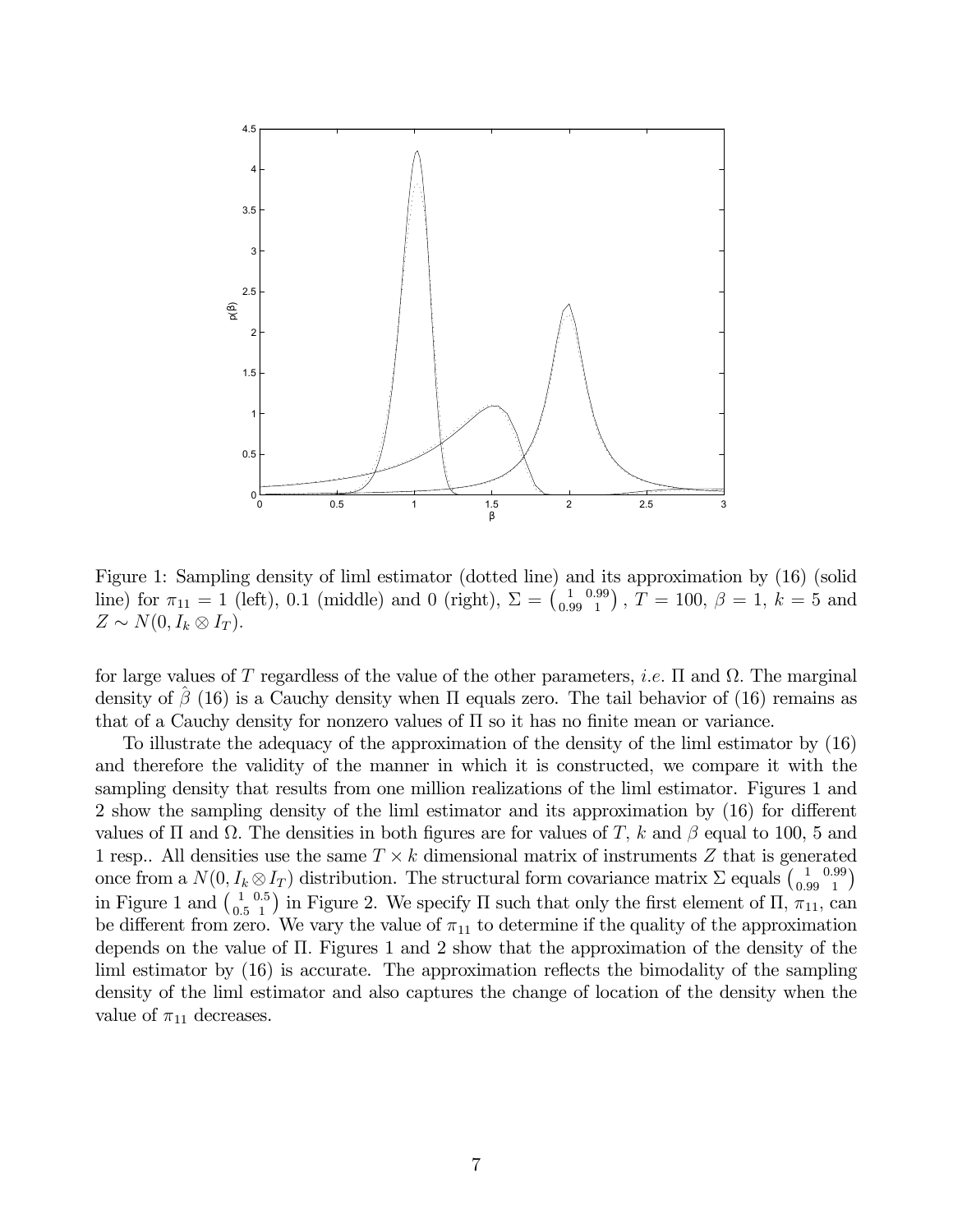Figure 1: Sampling density of liml estimator (dotted line) and its approximation by (16) (solid line) for $\pi_{11} = 1$ (left), 0.1 (middle) and 0 (right), $\Sigma = \begin{pmatrix} 1 & 0.99 \\ 0.99 & 1 \end{pmatrix}$, $T = 100$, $\beta = 1$, $k = 5$ and $Z \sim N(0, I_k \otimes I_T)$.

for large values of $T$ regardless of the value of the other parameters, *i.e.* $\Pi$ and $\Omega$. The marginal density of $\hat{\beta}$ (16) is a Cauchy density when $\Pi$ equals zero. The tail behavior of (16) remains as that of a Cauchy density for nonzero values of $\Pi$ so it has no finite mean or variance.

To illustrate the adequacy of the approximation of the density of the liml estimator by (16) and therefore the validity of the manner in which it is constructed, we compare it with the sampling density that results from one million realizations of the liml estimator. Figures 1 and 2 show the sampling density of the liml estimator and its approximation by (16) for different values of $\Pi$ and $\Omega$. The densities in both figures are for values of $T$, $k$ and $\beta$ equal to 100, 5 and 1 resp.. All densities use the same $T \times k$ dimensional matrix of instruments $Z$ that is generated once from a $N(0, I_k \otimes I_T)$ distribution. The structural form covariance matrix $\Sigma$ equals $\begin{pmatrix} 1 & 0.99 \\ 0.99 & 1 \end{pmatrix}$ in Figure 1 and $\begin{pmatrix} 1 & 0.5 \\ 0.5 & 1 \end{pmatrix}$ in Figure 2. We specify $\Pi$ such that only the first element of $\Pi$, $\pi_{11}$, can be different from zero. We vary the value of $\pi_{11}$ to determine if the quality of the approximation depends on the value of $\Pi$. Figures 1 and 2 show that the approximation of the density of the liml estimator by (16) is accurate. The approximation reflects the bimodality of the sampling density of the liml estimator and also captures the change of location of the density when the value of $\pi_{11}$ decreases.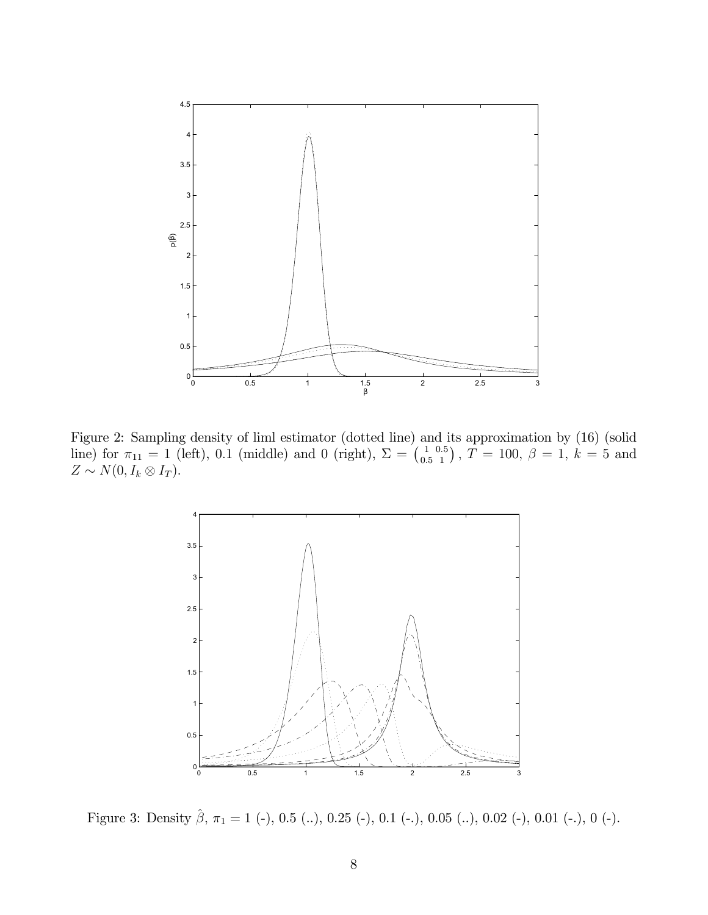Figure 2: Sampling density of liml estimator (dotted line) and its approximation by (16) (solid line) for $\pi_{11} = 1$ (left), 0.1 (middle) and 0 (right), $\Sigma = \begin{pmatrix} 1 & 0.5 \\ 0.5 & 1 \end{pmatrix}$, $T = 100$, $\beta = 1$, $k = 5$ and $Z \sim N(0, I_k \otimes I_T)$.

Figure 3: Density $\hat{\beta}$, $\pi_1 = 1$ (-), 0.5 (..), 0.25 (-), 0.1 (-.), 0.05 (..), 0.02 (-), 0.01 (-.), 0 (-).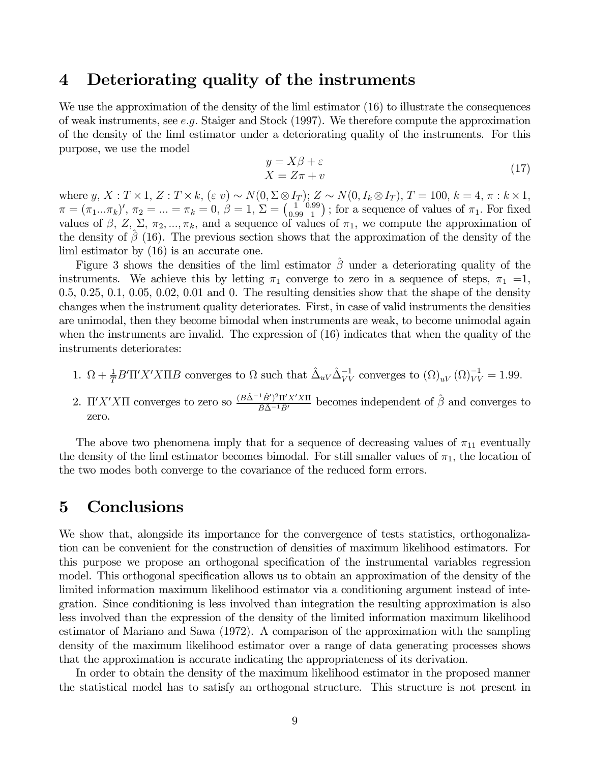## 4 Deteriorating quality of the instruments

We use the approximation of the density of the liml estimator (16) to illustrate the consequences of weak instruments, see *e.g.* Staiger and Stock (1997). We therefore compute the approximation of the density of the liml estimator under a deteriorating quality of the instruments. For this purpose, we use the model

$$
\begin{aligned}
y &= X\beta + \varepsilon \\
X &= Z\pi + v
\end{aligned}
\tag{17}
$$

where $y,\, X : T \times 1$, $Z : T \times k$, $(\varepsilon \; v) \sim N(0, \Sigma \otimes I_T)$; $Z \sim N(0, I_k \otimes I_T)$, $T = 100$, $k = 4$, $\pi : k \times 1$, $\pi = (\pi_1 ... \pi_k)'$, $\pi_2 = ... = \pi_k = 0$, $\beta = 1$, $\Sigma = \begin{pmatrix} 1 & 0.99 \\ 0.99 & 1 \end{pmatrix}$; for a sequence of values of $\pi_1$. For fixed values of $\beta$, $Z$, $\Sigma$, $\pi_2, ..., \pi_k$, and a sequence of values of $\pi_1$, we compute the approximation of the density of $\hat{\beta}$ (16). The previous section shows that the approximation of the density of the liml estimator by (16) is an accurate one.

Figure 3 shows the densities of the liml estimator $\hat{\beta}$ under a deteriorating quality of the instruments. We achieve this by letting $\pi_1$ converge to zero in a sequence of steps, $\pi_1$ =1, 0.5, 0.25, 0.1, 0.05, 0.02, 0.01 and 0. The resulting densities show that the shape of the density changes when the instrument quality deteriorates. First, in case of valid instruments the densities are unimodal, then they become bimodal when instruments are weak, to become unimodal again when the instruments are invalid. The expression of (16) indicates that when the quality of the instruments deteriorates:

1. $\Omega + \frac{1}{T} B' \Pi' X' X \Pi B$ converges to $\Omega$ such that $\hat{\Delta}_{uV} \hat{\Delta}_{VV}^{-1}$ converges to $(\Omega)_{uV} (\Omega)_{VV}^{-1} = 1.99$.

2. $\Pi' X' X \Pi$ converges to zero so $\frac{(B\hat{\Delta}^{-1}\hat{B}')^2 \Pi' X' X \Pi}{\hat{B}\hat{\Delta}^{-1}\hat{B}'}$ becomes independent of $\hat{\beta}$ and converges to zero.

The above two phenomena imply that for a sequence of decreasing values of $\pi_{11}$ eventually the density of the liml estimator becomes bimodal. For still smaller values of $\pi_1$, the location of the two modes both converge to the covariance of the reduced form errors.

## 5 Conclusions

We show that, alongside its importance for the convergence of tests statistics, orthogonalization can be convenient for the construction of densities of maximum likelihood estimators. For this purpose we propose an orthogonal specification of the instrumental variables regression model. This orthogonal specification allows us to obtain an approximation of the density of the limited information maximum likelihood estimator via a conditioning argument instead of integration. Since conditioning is less involved than integration the resulting approximation is also less involved than the expression of the density of the limited information maximum likelihood estimator of Mariano and Sawa (1972). A comparison of the approximation with the sampling density of the maximum likelihood estimator over a range of data generating processes shows that the approximation is accurate indicating the appropriateness of its derivation.

In order to obtain the density of the maximum likelihood estimator in the proposed manner the statistical model has to satisfy an orthogonal structure. This structure is not present in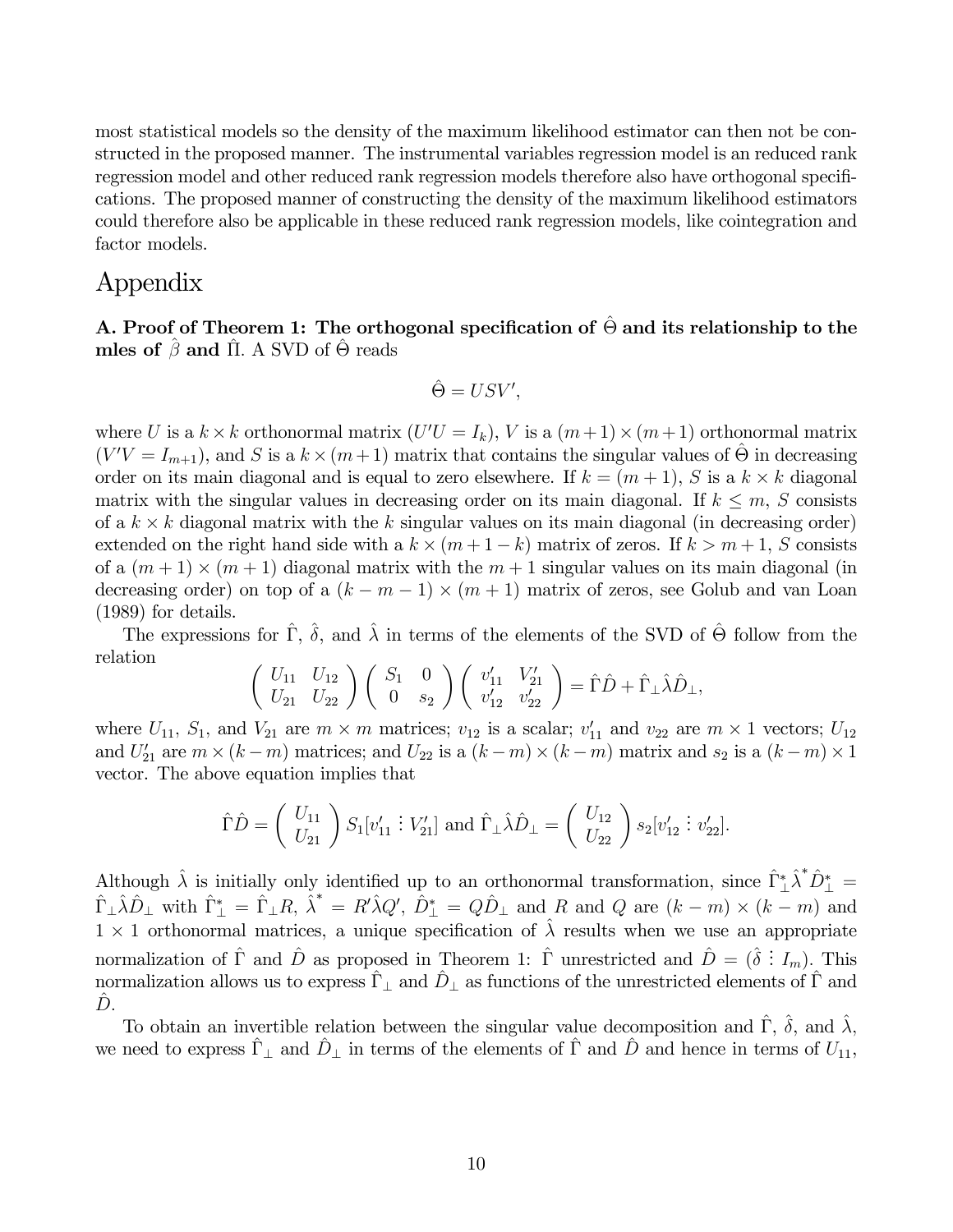most statistical models so the density of the maximum likelihood estimator can then not be constructed in the proposed manner. The instrumental variables regression model is an reduced rank regression model and other reduced rank regression models therefore also have orthogonal specifications. The proposed manner of constructing the density of the maximum likelihood estimators could therefore also be applicable in these reduced rank regression models, like cointegration and factor models.

# Appendix

**A. Proof of Theorem 1: The orthogonal specification of $\hat{\Theta}$ and its relationship to the mles of $\hat{\beta}$ and $\hat{\Pi}$.** A SVD of $\hat{\Theta}$ reads

$$\hat{\Theta} = USV',$$

where $U$ is a $k \times k$ orthonormal matrix ($U'U = I_k$), $V$ is a $(m+1) \times (m+1)$ orthonormal matrix ($V'V = I_{m+1}$), and $S$ is a $k \times (m+1)$ matrix that contains the singular values of $\hat{\Theta}$ in decreasing order on its main diagonal and is equal to zero elsewhere. If $k = (m+1)$, $S$ is a $k \times k$ diagonal matrix with the singular values in decreasing order on its main diagonal. If $k \leq m$, $S$ consists of a $k \times k$ diagonal matrix with the $k$ singular values on its main diagonal (in decreasing order) extended on the right hand side with a $k \times (m+1-k)$ matrix of zeros. If $k > m+1$, $S$ consists of a $(m+1) \times (m+1)$ diagonal matrix with the $m+1$ singular values on its main diagonal (in decreasing order) on top of a $(k-m-1) \times (m+1)$ matrix of zeros, see Golub and van Loan (1989) for details.

The expressions for $\hat{\Gamma}$, $\hat{\delta}$, and $\hat{\lambda}$ in terms of the elements of the SVD of $\hat{\Theta}$ follow from the relation

$$\begin{pmatrix} U_{11} & U_{12} \\ U_{21} & U_{22} \end{pmatrix} \begin{pmatrix} S_1 & 0 \\ 0 & s_2 \end{pmatrix} \begin{pmatrix} v_{11}' & V_{21}' \\ v_{12}' & v_{22}' \end{pmatrix} = \hat{\Gamma}\hat{D} + \hat{\Gamma}_\perp \hat{\lambda} \hat{D}_\perp,$$

where $U_{11}$, $S_1$, and $V_{21}$ are $m \times m$ matrices; $v_{12}$ is a scalar; $v_{11}'$ and $v_{22}$ are $m \times 1$ vectors; $U_{12}$ and $U_{21}'$ are $m \times (k-m)$ matrices; and $U_{22}$ is a $(k-m) \times (k-m)$ matrix and $s_2$ is a $(k-m) \times 1$ vector. The above equation implies that

$$\hat{\Gamma}\hat{D} = \begin{pmatrix} U_{11} \\ U_{21} \end{pmatrix} S_1 [v_{11}' \vdots V_{21}'] \text{ and } \hat{\Gamma}_\perp \hat{\lambda} \hat{D}_\perp = \begin{pmatrix} U_{12} \\ U_{22} \end{pmatrix} s_2 [v_{12}' \vdots v_{22}'].$$

Although $\hat{\lambda}$ is initially only identified up to an orthonormal transformation, since $\hat{\Gamma}_\perp^* \hat{\lambda}^* \hat{D}_\perp^* = \hat{\Gamma}_\perp \hat{\lambda} \hat{D}_\perp$ with $\hat{\Gamma}_\perp^* = \hat{\Gamma}_\perp R$, $\hat{\lambda}^* = R'\hat{\lambda}Q'$, $\hat{D}_\perp^* = Q\hat{D}_\perp$ and $R$ and $Q$ are $(k-m) \times (k-m)$ and $1 \times 1$ orthonormal matrices, a unique specification of $\hat{\lambda}$ results when we use an appropriate normalization of $\hat{\Gamma}$ and $\hat{D}$ as proposed in Theorem 1: $\hat{\Gamma}$ unrestricted and $\hat{D} = (\hat{\delta} \vdots I_m)$. This normalization allows us to express $\hat{\Gamma}_\perp$ and $\hat{D}_\perp$ as functions of the unrestricted elements of $\hat{\Gamma}$ and $\hat{D}$.

To obtain an invertible relation between the singular value decomposition and $\hat{\Gamma}$, $\hat{\delta}$, and $\hat{\lambda}$, we need to express $\hat{\Gamma}_\perp$ and $\hat{D}_\perp$ in terms of the elements of $\hat{\Gamma}$ and $\hat{D}$ and hence in terms of $U_{11}$,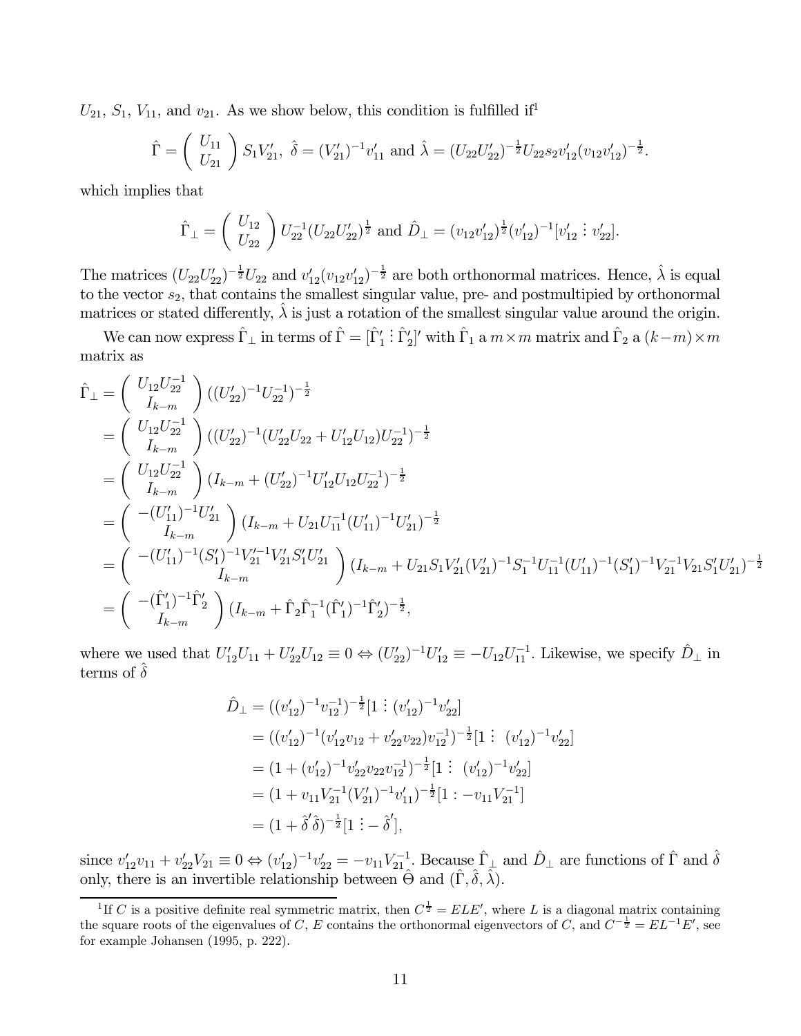$U_{21}$, $S_1$, $V_{11}$, and $v_{21}$. As we show below, this condition is fulfilled if[1]

$$\hat{\Gamma} = \begin{pmatrix} U_{11} \\ U_{21} \end{pmatrix} S_1 V_{21}', \ \hat{\delta} = (V_{21}')^{-1} v_{11}' \text{ and } \hat{\lambda} = (U_{22}U_{22}')^{-\frac{1}{2}} U_{22} s_2 v_{12}' (v_{12}v_{12}')^{-\frac{1}{2}}.$$

which implies that

$$\hat{\Gamma}_\perp = \begin{pmatrix} U_{12} \\ U_{22} \end{pmatrix} U_{22}^{-1} (U_{22}U_{22}')^{\frac{1}{2}} \text{ and } \hat{D}_\perp = (v_{12}v_{12}')^{\frac{1}{2}} (v_{12}')^{-1} [v_{12}' \vdots v_{22}'].$$

The matrices $(U_{22}U_{22}')^{-\frac{1}{2}} U_{22}$ and $v_{12}'(v_{12}v_{12}')^{-\frac{1}{2}}$ are both orthonormal matrices. Hence, $\hat{\lambda}$ is equal to the vector $s_2$, that contains the smallest singular value, pre- and postmultipied by orthonormal matrices or stated differently, $\hat{\lambda}$ is just a rotation of the smallest singular value around the origin.

We can now express $\hat{\Gamma}_\perp$ in terms of $\hat{\Gamma} = [\hat{\Gamma}_1' \vdots \hat{\Gamma}_2']'$ with $\hat{\Gamma}_1$ a $m \times m$ matrix and $\hat{\Gamma}_2$ a $(k-m) \times m$ matrix as

$$\begin{aligned}
\hat{\Gamma}_\perp &= \begin{pmatrix} U_{12}U_{22}^{-1} \\ I_{k-m} \end{pmatrix} ((U_{22}')^{-1} U_{22}^{-1})^{-\frac{1}{2}} \\
&= \begin{pmatrix} U_{12}U_{22}^{-1} \\ I_{k-m} \end{pmatrix} ((U_{22}')^{-1} (U_{22}'U_{22} + U_{12}'U_{12}) U_{22}^{-1})^{-\frac{1}{2}} \\
&= \begin{pmatrix} U_{12}U_{22}^{-1} \\ I_{k-m} \end{pmatrix} (I_{k-m} + (U_{22}')^{-1} U_{12}'U_{12} U_{22}^{-1})^{-\frac{1}{2}} \\
&= \begin{pmatrix} -(U_{11}')^{-1} U_{21}' \\ I_{k-m} \end{pmatrix} (I_{k-m} + U_{21} U_{11}^{-1} (U_{11}')^{-1} U_{21}')^{-\frac{1}{2}} \\
&= \begin{pmatrix} -(U_{11}')^{-1} (S_1')^{-1} V_{21}'^{-1} V_{21}' S_1' U_{21}' \\ I_{k-m} \end{pmatrix} (I_{k-m} + U_{21} S_1 V_{21}' (V_{21}')^{-1} S_1^{-1} U_{11}^{-1} (U_{11}')^{-1} (S_1')^{-1} V_{21}^{-1} V_{21} S_1' U_{21}')^{-\frac{1}{2}} \\
&= \begin{pmatrix} -(\hat{\Gamma}_1')^{-1} \hat{\Gamma}_2' \\ I_{k-m} \end{pmatrix} (I_{k-m} + \hat{\Gamma}_2 \hat{\Gamma}_1^{-1} (\hat{\Gamma}_1')^{-1} \hat{\Gamma}_2')^{-\frac{1}{2}},
\end{aligned}$$

where we used that $U_{12}'U_{11} + U_{22}'U_{12} \equiv 0 \Leftrightarrow (U_{22}')^{-1} U_{12}' \equiv -U_{12} U_{11}^{-1}$. Likewise, we specify $\hat{D}_\perp$ in terms of $\hat{\delta}$

$$\begin{aligned}
\hat{D}_\perp &= ((v_{12}')^{-1} v_{12}^{-1})^{-\frac{1}{2}} [1 \vdots (v_{12}')^{-1} v_{22}'] \\
&= ((v_{12}')^{-1} (v_{12}'v_{12} + v_{22}'v_{22}) v_{12}^{-1})^{-\frac{1}{2}} [1 \vdots \ (v_{12}')^{-1} v_{22}'] \\
&= (1 + (v_{12}')^{-1} v_{22}'v_{22} v_{12}^{-1})^{-\frac{1}{2}} [1 \vdots \ (v_{12}')^{-1} v_{22}'] \\
&= (1 + v_{11} V_{21}^{-1} (V_{21}')^{-1} v_{11}')^{-\frac{1}{2}} [1 : -v_{11} V_{21}^{-1}] \\
&= (1 + \hat{\delta}'\hat{\delta})^{-\frac{1}{2}} [1 \vdots -\hat{\delta}'],
\end{aligned}$$

since $v_{12}'v_{11} + v_{22}'V_{21} \equiv 0 \Leftrightarrow (v_{12}')^{-1} v_{22}' = -v_{11} V_{21}^{-1}$. Because $\hat{\Gamma}_\perp$ and $\hat{D}_\perp$ are functions of $\hat{\Gamma}$ and $\hat{\delta}$ only, there is an invertible relationship between $\hat{\Theta}$ and $(\hat{\Gamma}, \hat{\delta}, \hat{\lambda})$.

---

[1] If $C$ is a positive definite real symmetric matrix, then $C^{\frac{1}{2}} = ELE'$, where $L$ is a diagonal matrix containing the square roots of the eigenvalues of $C$, $E$ contains the orthonormal eigenvectors of $C$, and $C^{-\frac{1}{2}} = EL^{-1}E'$, see for example Johansen (1995, p. 222).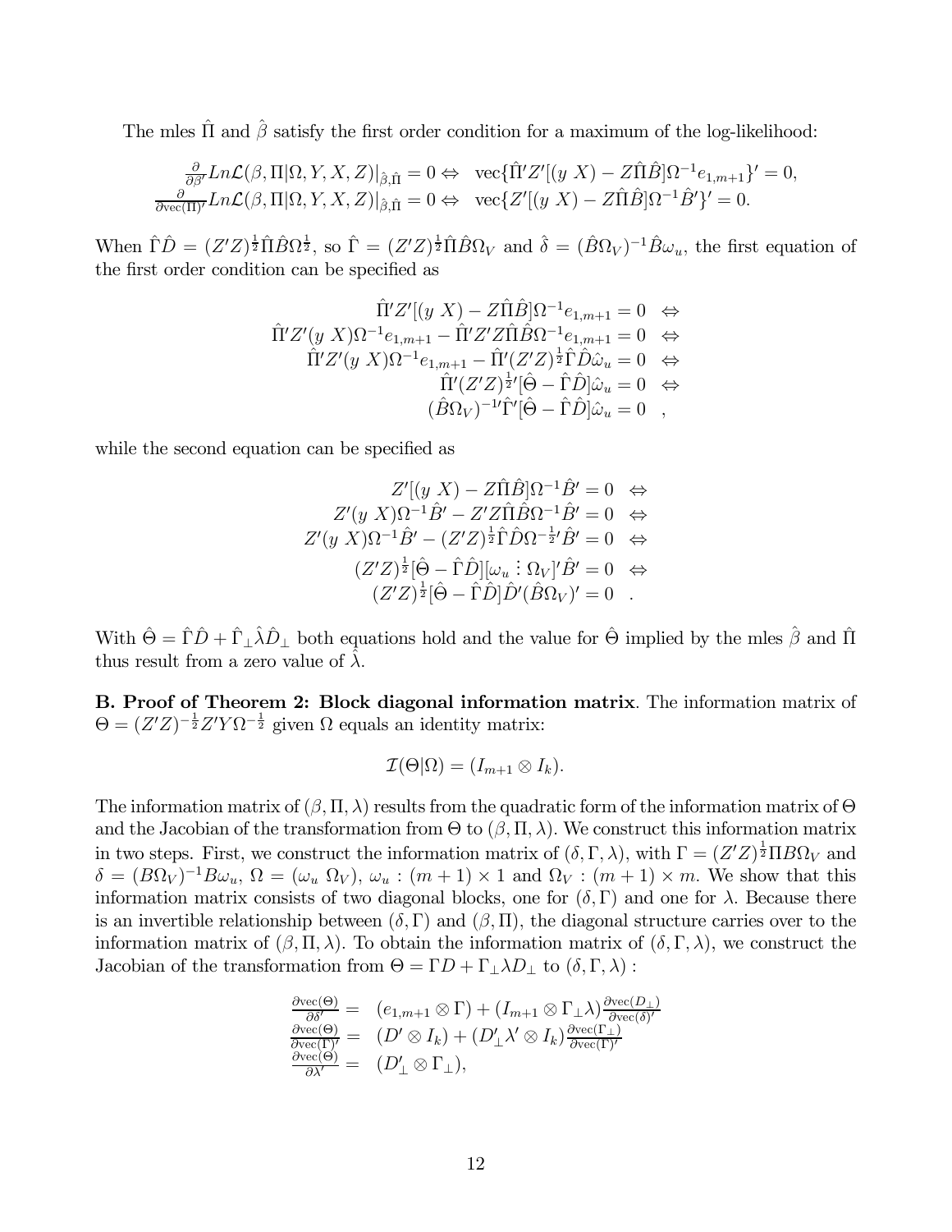The mles $\hat{\Pi}$ and $\hat{\beta}$ satisfy the first order condition for a maximum of the log-likelihood:

$$
\begin{array}{rl}
\frac{\partial}{\partial\beta'} Ln\mathcal{L}(\beta,\Pi|\Omega,Y,X,Z)|_{\hat{\beta},\hat{\Pi}}=0 \Leftrightarrow & \text{vec}\{\hat{\Pi}'Z'[(y\ X)-Z\hat{\Pi}\hat{B}]\Omega^{-1}e_{1,m+1}\}'=0,\\
\frac{\partial}{\partial\text{vec}(\Pi)'} Ln\mathcal{L}(\beta,\Pi|\Omega,Y,X,Z)|_{\hat{\beta},\hat{\Pi}}=0 \Leftrightarrow & \text{vec}\{Z'[(y\ X)-Z\hat{\Pi}\hat{B}]\Omega^{-1}\hat{B}'\}'=0.
\end{array}
$$

When $\hat{\Gamma}\hat{D}=(Z'Z)^{\frac{1}{2}}\hat{\Pi}\hat{B}\Omega^{\frac{1}{2}}$, so $\hat{\Gamma}=(Z'Z)^{\frac{1}{2}}\hat{\Pi}\hat{B}\Omega_V$ and $\hat{\delta}=(\hat{B}\Omega_V)^{-1}\hat{B}\omega_u$, the first equation of the first order condition can be specified as

$$
\begin{array}{rl}
\hat{\Pi}'Z'[(y\ X)-Z\hat{\Pi}\hat{B}]\Omega^{-1}e_{1,m+1}=0 & \Leftrightarrow\\
\hat{\Pi}'Z'(y\ X)\Omega^{-1}e_{1,m+1}-\hat{\Pi}'Z'Z\hat{\Pi}\hat{B}\Omega^{-1}e_{1,m+1}=0 & \Leftrightarrow\\
\hat{\Pi}'Z'(y\ X)\Omega^{-1}e_{1,m+1}-\hat{\Pi}'(Z'Z)^{\frac{1}{2}}\hat{\Gamma}\hat{D}\hat{\omega}_u=0 & \Leftrightarrow\\
\hat{\Pi}'(Z'Z)^{\frac{1}{2}\prime}[\hat{\Theta}-\hat{\Gamma}\hat{D}]\hat{\omega}_u=0 & \Leftrightarrow\\
(\hat{B}\Omega_V)^{-1\prime}\hat{\Gamma}'[\hat{\Theta}-\hat{\Gamma}\hat{D}]\hat{\omega}_u=0 & ,
\end{array}
$$

while the second equation can be specified as

$$
\begin{array}{rl}
Z'[(y\ X)-Z\hat{\Pi}\hat{B}]\Omega^{-1}\hat{B}'=0 & \Leftrightarrow\\
Z'(y\ X)\Omega^{-1}\hat{B}'-Z'Z\hat{\Pi}\hat{B}\Omega^{-1}\hat{B}'=0 & \Leftrightarrow\\
Z'(y\ X)\Omega^{-1}\hat{B}'-(Z'Z)^{\frac{1}{2}}\hat{\Gamma}\hat{D}\Omega^{-\frac{1}{2}\prime}\hat{B}'=0 & \Leftrightarrow\\
(Z'Z)^{\frac{1}{2}}[\hat{\Theta}-\hat{\Gamma}\hat{D}][\omega_u\ \vdots\ \Omega_V]'\hat{B}'=0 & \Leftrightarrow\\
(Z'Z)^{\frac{1}{2}}[\hat{\Theta}-\hat{\Gamma}\hat{D}]\hat{D}'(\hat{B}\Omega_V)'=0 & .
\end{array}
$$

With $\hat{\Theta}=\hat{\Gamma}\hat{D}+\hat{\Gamma}_{\perp}\hat{\lambda}\hat{D}_{\perp}$ both equations hold and the value for $\hat{\Theta}$ implied by the mles $\hat{\beta}$ and $\hat{\Pi}$ thus result from a zero value of $\hat{\lambda}$.

**B. Proof of Theorem 2: Block diagonal information matrix**. The information matrix of $\Theta=(Z'Z)^{-\frac{1}{2}}Z'Y\Omega^{-\frac{1}{2}}$ given $\Omega$ equals an identity matrix:

$$
\mathcal{I}(\Theta|\Omega)=(I_{m+1}\otimes I_k).
$$

The information matrix of $(\beta,\Pi,\lambda)$ results from the quadratic form of the information matrix of $\Theta$ and the Jacobian of the transformation from $\Theta$ to $(\beta,\Pi,\lambda)$. We construct this information matrix in two steps. First, we construct the information matrix of $(\delta,\Gamma,\lambda)$, with $\Gamma=(Z'Z)^{\frac{1}{2}}\Pi B\Omega_V$ and $\delta=(B\Omega_V)^{-1}B\omega_u$, $\Omega=(\omega_u\ \Omega_V)$, $\omega_u:(m+1)\times 1$ and $\Omega_V:(m+1)\times m$. We show that this information matrix consists of two diagonal blocks, one for $(\delta,\Gamma)$ and one for $\lambda$. Because there is an invertible relationship between $(\delta,\Gamma)$ and $(\beta,\Pi)$, the diagonal structure carries over to the information matrix of $(\beta,\Pi,\lambda)$. To obtain the information matrix of $(\delta,\Gamma,\lambda)$, we construct the Jacobian of the transformation from $\Theta=\Gamma D+\Gamma_{\perp}\lambda D_{\perp}$ to $(\delta,\Gamma,\lambda)$ :

$$
\begin{array}{rl}
\frac{\partial\text{vec}(\Theta)}{\partial\delta'}= & (e_{1,m+1}\otimes\Gamma)+(I_{m+1}\otimes\Gamma_{\perp}\lambda)\frac{\partial\text{vec}(D_{\perp})}{\partial\text{vec}(\delta)'}\\
\frac{\partial\text{vec}(\Theta)}{\partial\text{vec}(\Gamma)'}= & (D'\otimes I_k)+(D_{\perp}'\lambda'\otimes I_k)\frac{\partial\text{vec}(\Gamma_{\perp})}{\partial\text{vec}(\Gamma)'}\\
\frac{\partial\text{vec}(\Theta)}{\partial\lambda'}= & (D_{\perp}'\otimes\Gamma_{\perp}),
\end{array}
$$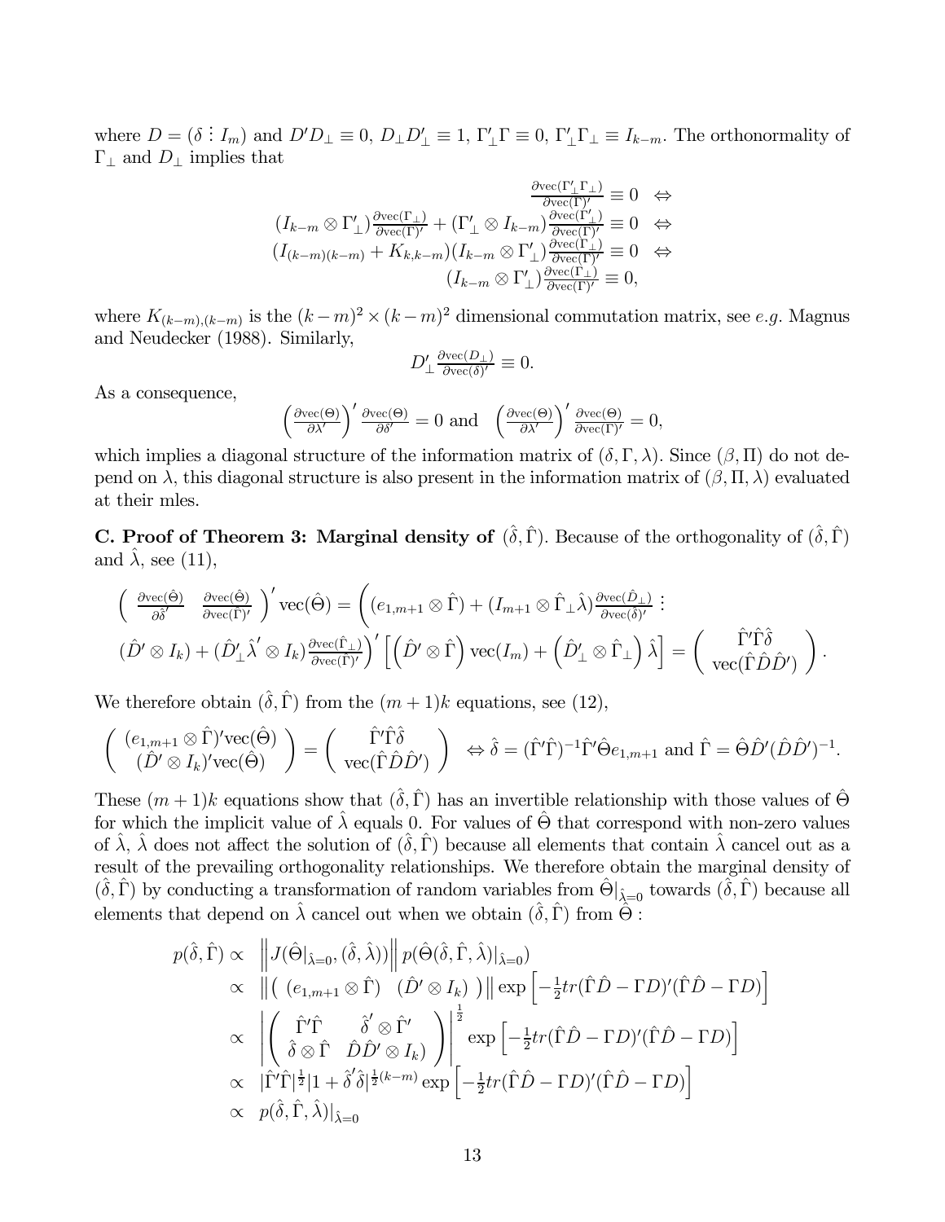where $D = (\delta \vdots I_m)$ and $D'D_\perp \equiv 0$, $D_\perp D_\perp' \equiv 1$, $\Gamma_\perp'\Gamma \equiv 0$, $\Gamma_\perp'\Gamma_\perp \equiv I_{k-m}$. The orthonormality of $\Gamma_\perp$ and $D_\perp$ implies that

$$
\begin{aligned}
\tfrac{\partial \text{vec}(\Gamma_\perp'\Gamma_\perp)}{\partial \text{vec}(\Gamma)'} \equiv 0 \quad &\Leftrightarrow \\
(I_{k-m} \otimes \Gamma_\perp')\tfrac{\partial \text{vec}(\Gamma_\perp)}{\partial \text{vec}(\Gamma)'} + (\Gamma_\perp' \otimes I_{k-m})\tfrac{\partial \text{vec}(\Gamma_\perp')}{\partial \text{vec}(\Gamma)'} \equiv 0 \quad &\Leftrightarrow \\
(I_{(k-m)(k-m)} + K_{k,k-m})(I_{k-m} \otimes \Gamma_\perp')\tfrac{\partial \text{vec}(\Gamma_\perp)}{\partial \text{vec}(\Gamma)'} \equiv 0 \quad &\Leftrightarrow \\
(I_{k-m} \otimes \Gamma_\perp')\tfrac{\partial \text{vec}(\Gamma_\perp)}{\partial \text{vec}(\Gamma)'} \equiv 0,&
\end{aligned}
$$

where $K_{(k-m),(k-m)}$ is the $(k-m)^2 \times (k-m)^2$ dimensional commutation matrix, see *e.g.* Magnus and Neudecker (1988). Similarly,

$$D_\perp' \tfrac{\partial \text{vec}(D_\perp)}{\partial \text{vec}(\delta)'} \equiv 0.$$

As a consequence,

$$\left(\tfrac{\partial \text{vec}(\Theta)}{\partial \lambda'}\right)' \tfrac{\partial \text{vec}(\Theta)}{\partial \delta'} = 0 \text{ and } \left(\tfrac{\partial \text{vec}(\Theta)}{\partial \lambda'}\right)' \tfrac{\partial \text{vec}(\Theta)}{\partial \text{vec}(\Gamma)'} = 0,$$

which implies a diagonal structure of the information matrix of $(\delta, \Gamma, \lambda)$. Since $(\beta, \Pi)$ do not depend on $\lambda$, this diagonal structure is also present in the information matrix of $(\beta, \Pi, \lambda)$ evaluated at their mles.

**C. Proof of Theorem 3: Marginal density of $(\hat{\delta}, \hat{\Gamma})$.** Because of the orthogonality of $(\hat{\delta}, \hat{\Gamma})$ and $\hat{\lambda}$, see (11),

$$
\begin{aligned}
&\left( \tfrac{\partial \text{vec}(\hat{\Theta})}{\partial \hat{\delta}'} \quad \tfrac{\partial \text{vec}(\hat{\Theta})}{\partial \text{vec}(\hat{\Gamma})'} \right)' \text{vec}(\hat{\Theta}) = \Big( (e_{1,m+1} \otimes \hat{\Gamma}) + (I_{m+1} \otimes \hat{\Gamma}_\perp \hat{\lambda})\tfrac{\partial \text{vec}(\hat{D}_\perp)}{\partial \text{vec}(\hat{\delta})'} \vdots \\
&(\hat{D}' \otimes I_k) + (\hat{D}_\perp' \hat{\lambda}' \otimes I_k)\tfrac{\partial \text{vec}(\hat{\Gamma}_\perp)}{\partial \text{vec}(\hat{\Gamma})'} \Big)' \left[ \left(\hat{D}' \otimes \hat{\Gamma}\right) \text{vec}(I_m) + \left(\hat{D}_\perp' \otimes \hat{\Gamma}_\perp\right) \hat{\lambda} \right] = \begin{pmatrix} \hat{\Gamma}'\hat{\Gamma}\hat{\delta} \\ \text{vec}(\hat{\Gamma}\hat{D}\hat{D}') \end{pmatrix}.
\end{aligned}
$$

We therefore obtain $(\hat{\delta}, \hat{\Gamma})$ from the $(m+1)k$ equations, see (12),

$$\begin{pmatrix} (e_{1,m+1} \otimes \hat{\Gamma})'\text{vec}(\hat{\Theta}) \\ (\hat{D}' \otimes I_k)'\text{vec}(\hat{\Theta}) \end{pmatrix} = \begin{pmatrix} \hat{\Gamma}'\hat{\Gamma}\hat{\delta} \\ \text{vec}(\hat{\Gamma}\hat{D}\hat{D}') \end{pmatrix} \Leftrightarrow \hat{\delta} = (\hat{\Gamma}'\hat{\Gamma})^{-1}\hat{\Gamma}'\hat{\Theta}e_{1,m+1} \text{ and } \hat{\Gamma} = \hat{\Theta}\hat{D}'(\hat{D}\hat{D}')^{-1}.$$

These $(m+1)k$ equations show that $(\hat{\delta}, \hat{\Gamma})$ has an invertible relationship with those values of $\hat{\Theta}$ for which the implicit value of $\hat{\lambda}$ equals 0. For values of $\hat{\Theta}$ that correspond with non-zero values of $\hat{\lambda}$, $\hat{\lambda}$ does not affect the solution of $(\hat{\delta}, \hat{\Gamma})$ because all elements that contain $\hat{\lambda}$ cancel out as a result of the prevailing orthogonality relationships. We therefore obtain the marginal density of $(\hat{\delta}, \hat{\Gamma})$ by conducting a transformation of random variables from $\hat{\Theta}|_{\hat{\lambda}=0}$ towards $(\hat{\delta}, \hat{\Gamma})$ because all elements that depend on $\hat{\lambda}$ cancel out when we obtain $(\hat{\delta}, \hat{\Gamma})$ from $\hat{\Theta}$ :

$$
\begin{aligned}
p(\hat{\delta}, \hat{\Gamma}) &\propto \left\| J(\hat{\Theta}|_{\hat{\lambda}=0}, (\hat{\delta}, \hat{\lambda})) \right\| p(\hat{\Theta}(\hat{\delta}, \hat{\Gamma}, \hat{\lambda})|_{\hat{\lambda}=0}) \\
&\propto \left\| \begin{pmatrix} (e_{1,m+1} \otimes \hat{\Gamma}) & (\hat{D}' \otimes I_k) \end{pmatrix} \right\| \exp\left[ -\tfrac{1}{2} tr(\hat{\Gamma}\hat{D} - \Gamma D)'(\hat{\Gamma}\hat{D} - \Gamma D) \right] \\
&\propto \left| \begin{pmatrix} \hat{\Gamma}'\hat{\Gamma} & \hat{\delta}' \otimes \hat{\Gamma}' \\ \hat{\delta} \otimes \hat{\Gamma} & \hat{D}\hat{D}' \otimes I_k) \end{pmatrix} \right|^{\frac{1}{2}} \exp\left[ -\tfrac{1}{2} tr(\hat{\Gamma}\hat{D} - \Gamma D)'(\hat{\Gamma}\hat{D} - \Gamma D) \right] \\
&\propto |\hat{\Gamma}'\hat{\Gamma}|^{\frac{1}{2}} |1 + \hat{\delta}'\hat{\delta}|^{\frac{1}{2}(k-m)} \exp\left[ -\tfrac{1}{2} tr(\hat{\Gamma}\hat{D} - \Gamma D)'(\hat{\Gamma}\hat{D} - \Gamma D) \right] \\
&\propto p(\hat{\delta}, \hat{\Gamma}, \hat{\lambda})|_{\hat{\lambda}=0}
\end{aligned}
$$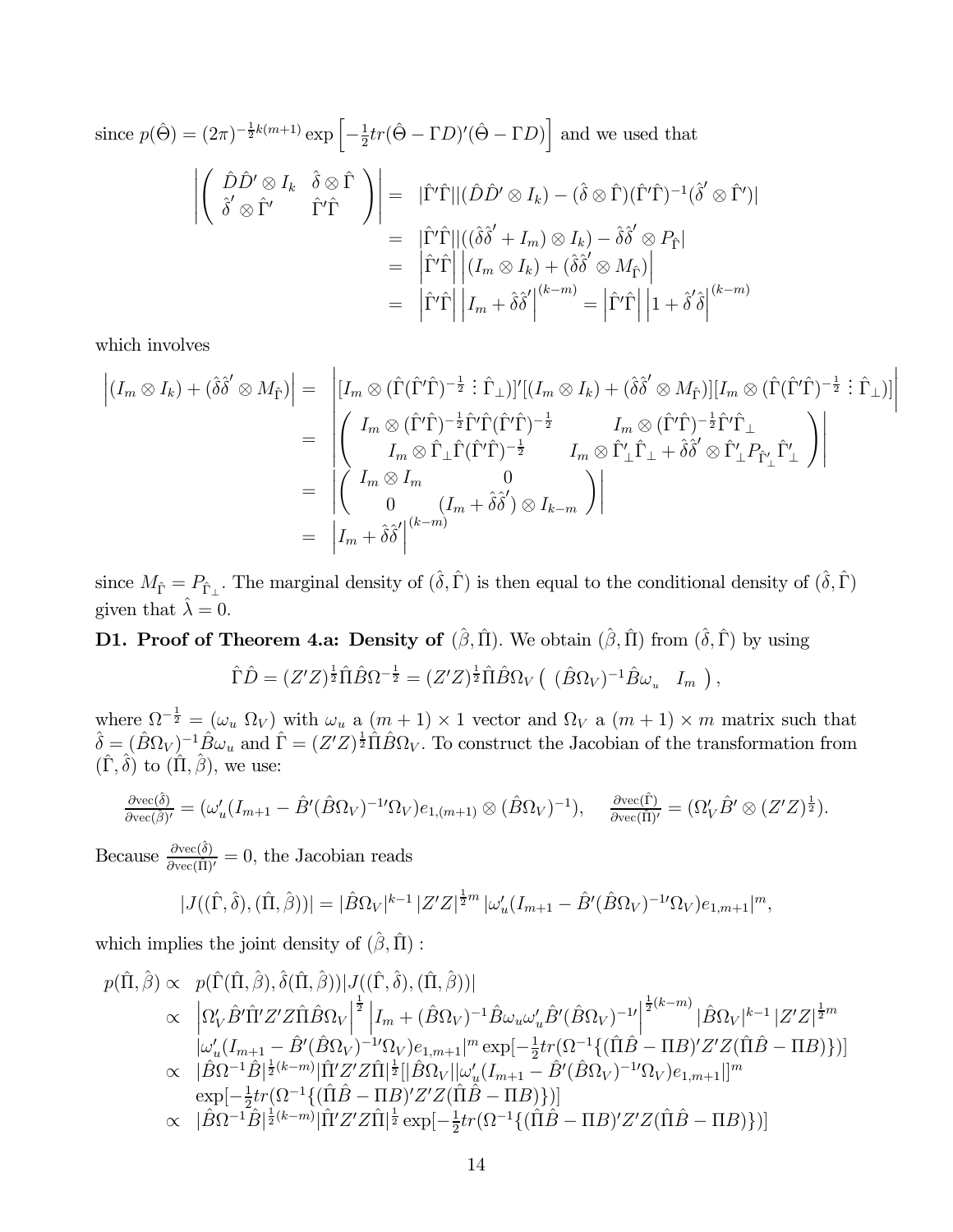since $p(\hat{\Theta}) = (2\pi)^{-\frac{1}{2}k(m+1)} \exp\left[-\frac{1}{2}tr(\hat{\Theta} - \Gamma D)'(\hat{\Theta} - \Gamma D)\right]$ and we used that

$$
\begin{aligned}
\left| \begin{pmatrix} \hat{D}\hat{D}' \otimes I_k & \hat{\delta} \otimes \hat{\Gamma} \\ \hat{\delta}' \otimes \hat{\Gamma}' & \hat{\Gamma}'\hat{\Gamma} \end{pmatrix} \right| &= |\hat{\Gamma}'\hat{\Gamma}||(\hat{D}\hat{D}' \otimes I_k) - (\hat{\delta} \otimes \hat{\Gamma})(\hat{\Gamma}'\hat{\Gamma})^{-1}(\hat{\delta}' \otimes \hat{\Gamma}')| \\
&= |\hat{\Gamma}'\hat{\Gamma}||((\hat{\delta}\hat{\delta}' + I_m) \otimes I_k) - \hat{\delta}\hat{\delta}' \otimes P_{\hat{\Gamma}}| \\
&= \left|\hat{\Gamma}'\hat{\Gamma}\right| \left|(I_m \otimes I_k) + (\hat{\delta}\hat{\delta}' \otimes M_{\hat{\Gamma}})\right| \\
&= \left|\hat{\Gamma}'\hat{\Gamma}\right| \left|I_m + \hat{\delta}\hat{\delta}'\right|^{(k-m)} = \left|\hat{\Gamma}'\hat{\Gamma}\right| \left|1 + \hat{\delta}'\hat{\delta}\right|^{(k-m)}
\end{aligned}
$$

which involves

$$
\begin{aligned}
\left|(I_m \otimes I_k) + (\hat{\delta}\hat{\delta}' \otimes M_{\hat{\Gamma}})\right| &= \left|[I_m \otimes (\hat{\Gamma}(\hat{\Gamma}'\hat{\Gamma})^{-\frac{1}{2}} \vdots \hat{\Gamma}_\perp)]'[(I_m \otimes I_k) + (\hat{\delta}\hat{\delta}' \otimes M_{\hat{\Gamma}})][I_m \otimes (\hat{\Gamma}(\hat{\Gamma}'\hat{\Gamma})^{-\frac{1}{2}} \vdots \hat{\Gamma}_\perp)]\right| \\
&= \left| \begin{pmatrix} I_m \otimes (\hat{\Gamma}'\hat{\Gamma})^{-\frac{1}{2}}\hat{\Gamma}'\hat{\Gamma}(\hat{\Gamma}'\hat{\Gamma})^{-\frac{1}{2}} & I_m \otimes (\hat{\Gamma}'\hat{\Gamma})^{-\frac{1}{2}}\hat{\Gamma}'\hat{\Gamma}_\perp \\ I_m \otimes \hat{\Gamma}_\perp\hat{\Gamma}(\hat{\Gamma}'\hat{\Gamma})^{-\frac{1}{2}} & I_m \otimes \hat{\Gamma}'_\perp\hat{\Gamma}_\perp + \hat{\delta}\hat{\delta}' \otimes \hat{\Gamma}'_\perp P_{\hat{\Gamma}_\perp}\hat{\Gamma}'_\perp \end{pmatrix} \right| \\
&= \left| \begin{pmatrix} I_m \otimes I_m & 0 \\ 0 & (I_m + \hat{\delta}\hat{\delta}') \otimes I_{k-m} \end{pmatrix} \right| \\
&= \left|I_m + \hat{\delta}\hat{\delta}'\right|^{(k-m)}
\end{aligned}
$$

since $M_{\hat{\Gamma}} = P_{\hat{\Gamma}_\perp}$. The marginal density of $(\hat{\delta}, \hat{\Gamma})$ is then equal to the conditional density of $(\hat{\delta}, \hat{\Gamma})$ given that $\hat{\lambda} = 0$.

**D1. Proof of Theorem 4.a: Density of $(\hat{\beta}, \hat{\Pi})$.** We obtain $(\hat{\beta}, \hat{\Pi})$ from $(\hat{\delta}, \hat{\Gamma})$ by using

$$
\hat{\Gamma}\hat{D} = (Z'Z)^{\frac{1}{2}}\hat{\Pi}\hat{B}\Omega^{-\frac{1}{2}} = (Z'Z)^{\frac{1}{2}}\hat{\Pi}\hat{B}\Omega_V \begin{pmatrix} (\hat{B}\Omega_V)^{-1}\hat{B}\omega_u & I_m \end{pmatrix},
$$

where $\Omega^{-\frac{1}{2}} = (\omega_u \ \Omega_V)$ with $\omega_u$ a $(m+1) \times 1$ vector and $\Omega_V$ a $(m+1) \times m$ matrix such that $\hat{\delta} = (\hat{B}\Omega_V)^{-1}\hat{B}\omega_u$ and $\hat{\Gamma} = (Z'Z)^{\frac{1}{2}}\hat{\Pi}\hat{B}\Omega_V$. To construct the Jacobian of the transformation from $(\hat{\Gamma}, \hat{\delta})$ to $(\hat{\Pi}, \hat{\beta})$, we use:

$$
\frac{\partial \text{vec}(\hat{\delta})}{\partial \text{vec}(\hat{\beta})'} = (\omega_u'(I_{m+1} - \hat{B}'(\hat{B}\Omega_V)^{-1\prime}\Omega_V)e_{1,(m+1)} \otimes (\hat{B}\Omega_V)^{-1}), \quad \frac{\partial \text{vec}(\hat{\Gamma})}{\partial \text{vec}(\hat{\Pi})'} = (\Omega_V'\hat{B}' \otimes (Z'Z)^{\frac{1}{2}}).
$$

Because $\frac{\partial \text{vec}(\hat{\delta})}{\partial \text{vec}(\hat{\Pi})'} = 0$, the Jacobian reads

$$
|J((\hat{\Gamma}, \hat{\delta}), (\hat{\Pi}, \hat{\beta}))| = |\hat{B}\Omega_V|^{k-1} |Z'Z|^{\frac{1}{2}m} |\omega_u'(I_{m+1} - \hat{B}'(\hat{B}\Omega_V)^{-1\prime}\Omega_V)e_{1,m+1}|^m,
$$

which implies the joint density of $(\hat{\beta}, \hat{\Pi})$ :

$$
\begin{aligned}
p(\hat{\Pi}, \hat{\beta}) \propto \ & p(\hat{\Gamma}(\hat{\Pi}, \hat{\beta}), \hat{\delta}(\hat{\Pi}, \hat{\beta}))|J((\hat{\Gamma}, \hat{\delta}), (\hat{\Pi}, \hat{\beta}))| \\
\propto \ & \left|\Omega_V'\hat{B}'\hat{\Pi}'Z'Z\hat{\Pi}\hat{B}\Omega_V\right|^{\frac{1}{2}} \left|I_m + (\hat{B}\Omega_V)^{-1}\hat{B}\omega_u\omega_u'\hat{B}'(\hat{B}\Omega_V)^{-1\prime}\right|^{\frac{1}{2}(k-m)} |\hat{B}\Omega_V|^{k-1} |Z'Z|^{\frac{1}{2}m} \\
& |\omega_u'(I_{m+1} - \hat{B}'(\hat{B}\Omega_V)^{-1\prime}\Omega_V)e_{1,m+1}|^m \exp[-\tfrac{1}{2}tr(\Omega^{-1}\{(\hat{\Pi}\hat{B} - \Pi B)'Z'Z(\hat{\Pi}\hat{B} - \Pi B)\})] \\
\propto \ & |\hat{B}\Omega^{-1}\hat{B}|^{\frac{1}{2}(k-m)}|\hat{\Pi}'Z'Z\hat{\Pi}|^{\frac{1}{2}}[|\hat{B}\Omega_V||\omega_u'(I_{m+1} - \hat{B}'(\hat{B}\Omega_V)^{-1\prime}\Omega_V)e_{1,m+1}|]^m \\
& \exp[-\tfrac{1}{2}tr(\Omega^{-1}\{(\hat{\Pi}\hat{B} - \Pi B)'Z'Z(\hat{\Pi}\hat{B} - \Pi B)\})] \\
\propto \ & |\hat{B}\Omega^{-1}\hat{B}|^{\frac{1}{2}(k-m)}|\hat{\Pi}'Z'Z\hat{\Pi}|^{\frac{1}{2}} \exp[-\tfrac{1}{2}tr(\Omega^{-1}\{(\hat{\Pi}\hat{B} - \Pi B)'Z'Z(\hat{\Pi}\hat{B} - \Pi B)\})]
\end{aligned}
$$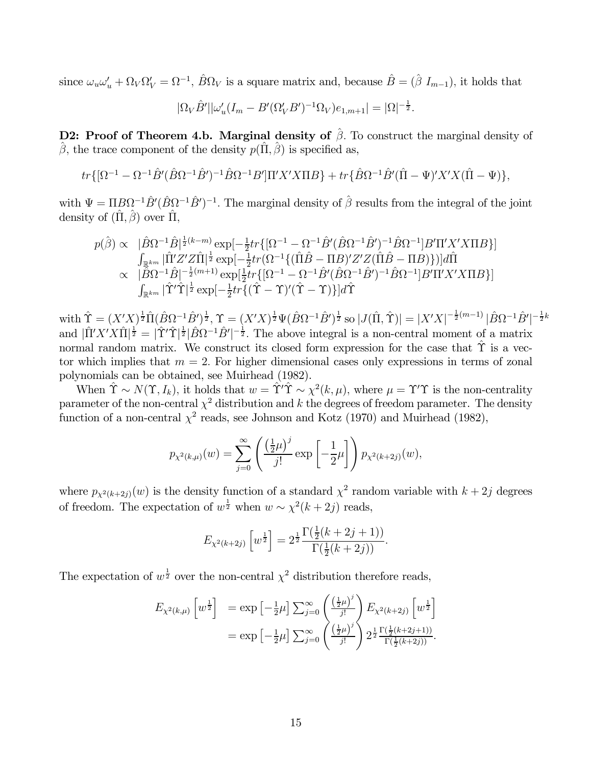since $\omega_u \omega_u' + \Omega_V \Omega_V' = \Omega^{-1}$, $\hat{B}\Omega_V$ is a square matrix and, because $\hat{B} = (\hat{\beta} \; I_{m-1})$, it holds that

$$|\Omega_V \hat{B}'||\omega_u'(I_m - B'(\Omega_V' B')^{-1}\Omega_V)e_{1,m+1}| = |\Omega|^{-\frac{1}{2}}.$$

**D2: Proof of Theorem 4.b. Marginal density of** $\hat{\beta}$. To construct the marginal density of $\hat{\beta}$, the trace component of the density $p(\hat{\Pi}, \hat{\beta})$ is specified as,

$$tr\{[\Omega^{-1} - \Omega^{-1}\hat{B}'(\hat{B}\Omega^{-1}\hat{B}')^{-1}\hat{B}\Omega^{-1}B']\Pi' X'X\Pi B\} + tr\{\hat{B}\Omega^{-1}\hat{B}'(\hat{\Pi} - \Psi)'X'X(\hat{\Pi} - \Psi)\},$$

with $\Psi = \Pi B\Omega^{-1}\hat{B}'(\hat{B}\Omega^{-1}\hat{B}')^{-1}$. The marginal density of $\hat{\beta}$ results from the integral of the joint density of $(\hat{\Pi}, \hat{\beta})$ over $\hat{\Pi}$,

$$\begin{aligned}
p(\hat{\beta}) \propto\ & |\hat{B}\Omega^{-1}\hat{B}|^{\frac{1}{2}(k-m)} \exp[-\tfrac{1}{2}tr\{[\Omega^{-1} - \Omega^{-1}\hat{B}'(\hat{B}\Omega^{-1}\hat{B}')^{-1}\hat{B}\Omega^{-1}]B'\Pi' X'X\Pi B\}] \\
& \int_{\mathbb{R}^{km}} |\hat{\Pi}' Z' Z\hat{\Pi}|^{\frac{1}{2}} \exp[-\tfrac{1}{2}tr(\Omega^{-1}\{(\hat{\Pi}\hat{B} - \Pi B)'Z'Z(\hat{\Pi}\hat{B} - \Pi B)\})]d\hat{\Pi} \\
\propto\ & |\hat{B}\Omega^{-1}\hat{B}|^{-\frac{1}{2}(m+1)} \exp[\tfrac{1}{2}tr\{[\Omega^{-1} - \Omega^{-1}\hat{B}'(\hat{B}\Omega^{-1}\hat{B}')^{-1}\hat{B}\Omega^{-1}]B'\Pi' X'X\Pi B\}] \\
& \int_{\mathbb{R}^{km}} |\hat{\Upsilon}'\hat{\Upsilon}|^{\frac{1}{2}} \exp[-\tfrac{1}{2}tr\{(\hat{\Upsilon} - \Upsilon)'(\hat{\Upsilon} - \Upsilon)\}]d\hat{\Upsilon}
\end{aligned}$$

with $\hat{\Upsilon} = (X'X)^{\frac{1}{2}}\hat{\Pi}(\hat{B}\Omega^{-1}\hat{B}')^{\frac{1}{2}}$, $\Upsilon = (X'X)^{\frac{1}{2}}\Psi(\hat{B}\Omega^{-1}\hat{B}')^{\frac{1}{2}}$ so $|J(\hat{\Pi}, \hat{\Upsilon})| = |X'X|^{-\frac{1}{2}(m-1)} |\hat{B}\Omega^{-1}\hat{B}'|^{-\frac{1}{2}k}$ and $|\hat{\Pi}'X'X\hat{\Pi}|^{\frac{1}{2}} = |\hat{\Upsilon}'\hat{\Upsilon}|^{\frac{1}{2}}|\hat{B}\Omega^{-1}\hat{B}'|^{-\frac{1}{2}}$. The above integral is a non-central moment of a matrix normal random matrix. We construct its closed form expression for the case that $\hat{\Upsilon}$ is a vector which implies that $m = 2$. For higher dimensional cases only expressions in terms of zonal polynomials can be obtained, see Muirhead (1982).

When $\hat{\Upsilon} \sim N(\Upsilon, I_k)$, it holds that $w = \hat{\Upsilon}'\hat{\Upsilon} \sim \chi^2(k, \mu)$, where $\mu = \Upsilon'\Upsilon$ is the non-centrality parameter of the non-central $\chi^2$ distribution and $k$ the degrees of freedom parameter. The density function of a non-central $\chi^2$ reads, see Johnson and Kotz (1970) and Muirhead (1982),

$$p_{\chi^2(k,\mu)}(w) = \sum_{j=0}^{\infty} \left( \frac{\left(\frac{1}{2}\mu\right)^j}{j!} \exp\left[-\frac{1}{2}\mu\right] \right) p_{\chi^2(k+2j)}(w),$$

where $p_{\chi^2(k+2j)}(w)$ is the density function of a standard $\chi^2$ random variable with $k + 2j$ degrees of freedom. The expectation of $w^{\frac{1}{2}}$ when $w \sim \chi^2(k + 2j)$ reads,

$$E_{\chi^2(k+2j)}\left[w^{\frac{1}{2}}\right] = 2^{\frac{1}{2}} \frac{\Gamma(\frac{1}{2}(k + 2j + 1))}{\Gamma(\frac{1}{2}(k + 2j))}.$$

The expectation of $w^{\frac{1}{2}}$ over the non-central $\chi^2$ distribution therefore reads,

$$\begin{aligned}
E_{\chi^2(k,\mu)}\left[w^{\frac{1}{2}}\right] &= \exp\left[-\tfrac{1}{2}\mu\right] \sum_{j=0}^{\infty} \left( \frac{\left(\frac{1}{2}\mu\right)^j}{j!} \right) E_{\chi^2(k+2j)}\left[w^{\frac{1}{2}}\right] \\
&= \exp\left[-\tfrac{1}{2}\mu\right] \sum_{j=0}^{\infty} \left( \frac{\left(\frac{1}{2}\mu\right)^j}{j!} \right) 2^{\frac{1}{2}} \frac{\Gamma(\frac{1}{2}(k+2j+1))}{\Gamma(\frac{1}{2}(k+2j))}.
\end{aligned}$$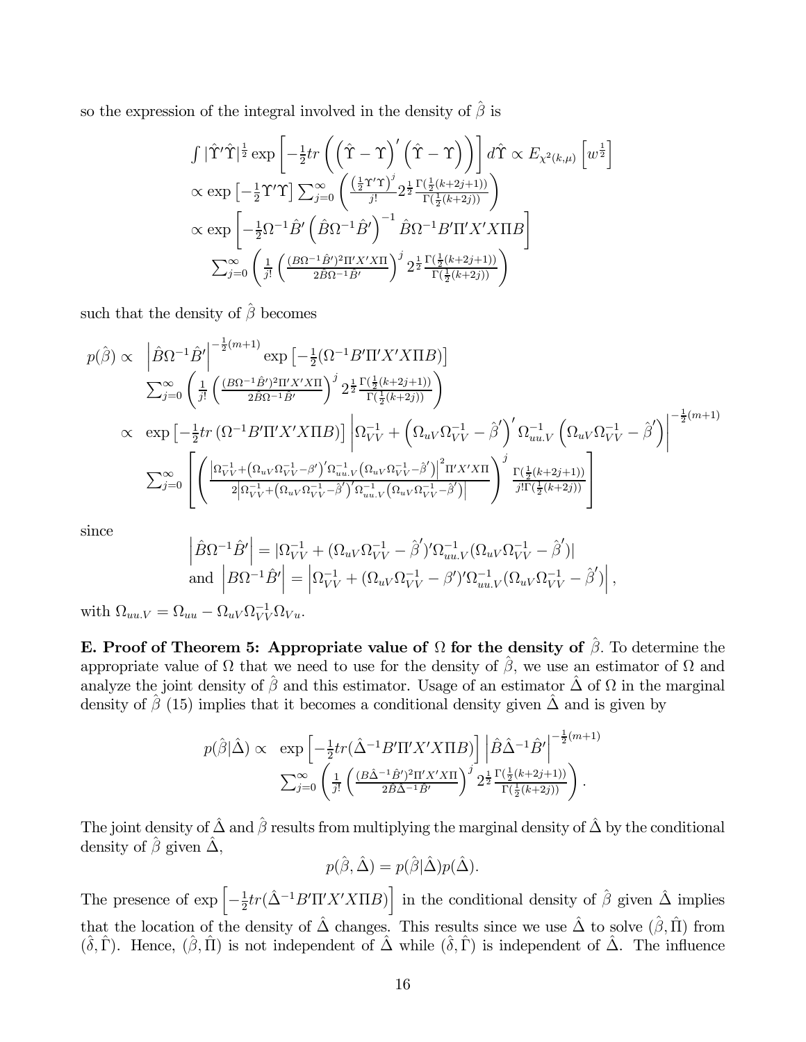so the expression of the integral involved in the density of $\hat{\beta}$ is

$$
\begin{aligned}
&\int |\hat{\Upsilon}'\hat{\Upsilon}|^{\frac{1}{2}} \exp\left[-\tfrac{1}{2}tr\left(\left(\hat{\Upsilon}-\Upsilon\right)'\left(\hat{\Upsilon}-\Upsilon\right)\right)\right]d\hat{\Upsilon} \propto E_{\chi^2(k,\mu)}\left[w^{\frac{1}{2}}\right] \\
&\propto \exp\left[-\tfrac{1}{2}\Upsilon'\Upsilon\right]\textstyle\sum_{j=0}^{\infty}\left(\frac{\left(\frac{1}{2}\Upsilon'\Upsilon\right)^j}{j!}2^{\frac{1}{2}}\frac{\Gamma(\frac{1}{2}(k+2j+1))}{\Gamma(\frac{1}{2}(k+2j))}\right) \\
&\propto \exp\left[-\tfrac{1}{2}\Omega^{-1}\hat{B}'\left(\hat{B}\Omega^{-1}\hat{B}'\right)^{-1}\hat{B}\Omega^{-1}B'\Pi'X'X\Pi B\right] \\
&\quad \textstyle\sum_{j=0}^{\infty}\left(\frac{1}{j!}\left(\frac{(B\Omega^{-1}\hat{B}')^2\Pi'X'X\Pi}{2\hat{B}\Omega^{-1}\hat{B}'}\right)^j 2^{\frac{1}{2}}\frac{\Gamma(\frac{1}{2}(k+2j+1))}{\Gamma(\frac{1}{2}(k+2j))}\right)
\end{aligned}
$$

such that the density of $\hat{\beta}$ becomes

$$
\begin{aligned}
p(\hat{\beta}) \propto\ & \left|\hat{B}\Omega^{-1}\hat{B}'\right|^{-\frac{1}{2}(m+1)}\exp\left[-\tfrac{1}{2}(\Omega^{-1}B'\Pi'X'X\Pi B)\right] \\
& \textstyle\sum_{j=0}^{\infty}\left(\frac{1}{j!}\left(\frac{(B\Omega^{-1}\hat{B}')^2\Pi'X'X\Pi}{2\hat{B}\Omega^{-1}\hat{B}'}\right)^j 2^{\frac{1}{2}}\frac{\Gamma(\frac{1}{2}(k+2j+1))}{\Gamma(\frac{1}{2}(k+2j))}\right) \\
\propto\ & \exp\left[-\tfrac{1}{2}tr\left(\Omega^{-1}B'\Pi'X'X\Pi B\right)\right]\left|\Omega_{VV}^{-1}+\left(\Omega_{uV}\Omega_{VV}^{-1}-\hat{\beta}\right)'\Omega_{uu.V}^{-1}\left(\Omega_{uV}\Omega_{VV}^{-1}-\hat{\beta}\right)\right|^{-\frac{1}{2}(m+1)} \\
& \textstyle\sum_{j=0}^{\infty}\left[\left(\frac{\left|\Omega_{VV}^{-1}+\left(\Omega_{uV}\Omega_{VV}^{-1}-\beta'\right)'\Omega_{uu.V}^{-1}\left(\Omega_{uV}\Omega_{VV}^{-1}-\hat{\beta}'\right)\right|^2\Pi'X'X\Pi}{2\left|\Omega_{VV}^{-1}+\left(\Omega_{uV}\Omega_{VV}^{-1}-\hat{\beta}'\right)'\Omega_{uu.V}^{-1}\left(\Omega_{uV}\Omega_{VV}^{-1}-\hat{\beta}'\right)\right|}\right)^j\frac{\Gamma(\frac{1}{2}(k+2j+1))}{j!\Gamma(\frac{1}{2}(k+2j))}\right]
\end{aligned}
$$

since

$$
\begin{aligned}
&\left|\hat{B}\Omega^{-1}\hat{B}'\right| = |\Omega_{VV}^{-1}+(\Omega_{uV}\Omega_{VV}^{-1}-\hat{\beta}')'\Omega_{uu.V}^{-1}(\Omega_{uV}\Omega_{VV}^{-1}-\hat{\beta}')| \\
&\text{and } \left|B\Omega^{-1}\hat{B}'\right| = \left|\Omega_{VV}^{-1}+(\Omega_{uV}\Omega_{VV}^{-1}-\beta')'\Omega_{uu.V}^{-1}(\Omega_{uV}\Omega_{VV}^{-1}-\hat{\beta}')\right|,
\end{aligned}
$$

with $\Omega_{uu.V}=\Omega_{uu}-\Omega_{uV}\Omega_{VV}^{-1}\Omega_{Vu}$.

**E. Proof of Theorem 5: Appropriate value of $\Omega$ for the density of** $\hat{\beta}$. To determine the appropriate value of $\Omega$ that we need to use for the density of $\hat{\beta}$, we use an estimator of $\Omega$ and analyze the joint density of $\hat{\beta}$ and this estimator. Usage of an estimator $\hat{\Delta}$ of $\Omega$ in the marginal density of $\hat{\beta}$ (15) implies that it becomes a conditional density given $\hat{\Delta}$ and is given by

$$
\begin{aligned}
p(\hat{\beta}|\hat{\Delta}) \propto\ & \exp\left[-\tfrac{1}{2}tr(\hat{\Delta}^{-1}B'\Pi'X'X\Pi B)\right]\left|\hat{B}\hat{\Delta}^{-1}\hat{B}'\right|^{-\frac{1}{2}(m+1)} \\
& \textstyle\sum_{j=0}^{\infty}\left(\frac{1}{j!}\left(\frac{(B\hat{\Delta}^{-1}\hat{B}')^2\Pi'X'X\Pi}{2\hat{B}\hat{\Delta}^{-1}\hat{B}'}\right)^j 2^{\frac{1}{2}}\frac{\Gamma(\frac{1}{2}(k+2j+1))}{\Gamma(\frac{1}{2}(k+2j))}\right).
\end{aligned}
$$

The joint density of $\hat{\Delta}$ and $\hat{\beta}$ results from multiplying the marginal density of $\hat{\Delta}$ by the conditional density of $\hat{\beta}$ given $\hat{\Delta}$,

$$
p(\hat{\beta},\hat{\Delta}) = p(\hat{\beta}|\hat{\Delta})p(\hat{\Delta}).
$$

The presence of $\exp\left[-\frac{1}{2}tr(\hat{\Delta}^{-1}B'\Pi'X'X\Pi B)\right]$ in the conditional density of $\hat{\beta}$ given $\hat{\Delta}$ implies that the location of the density of $\hat{\Delta}$ changes. This results since we use $\hat{\Delta}$ to solve $(\hat{\beta},\hat{\Pi})$ from $(\hat{\delta},\hat{\Gamma})$. Hence, $(\hat{\beta},\hat{\Pi})$ is not independent of $\hat{\Delta}$ while $(\hat{\delta},\hat{\Gamma})$ is independent of $\hat{\Delta}$. The influence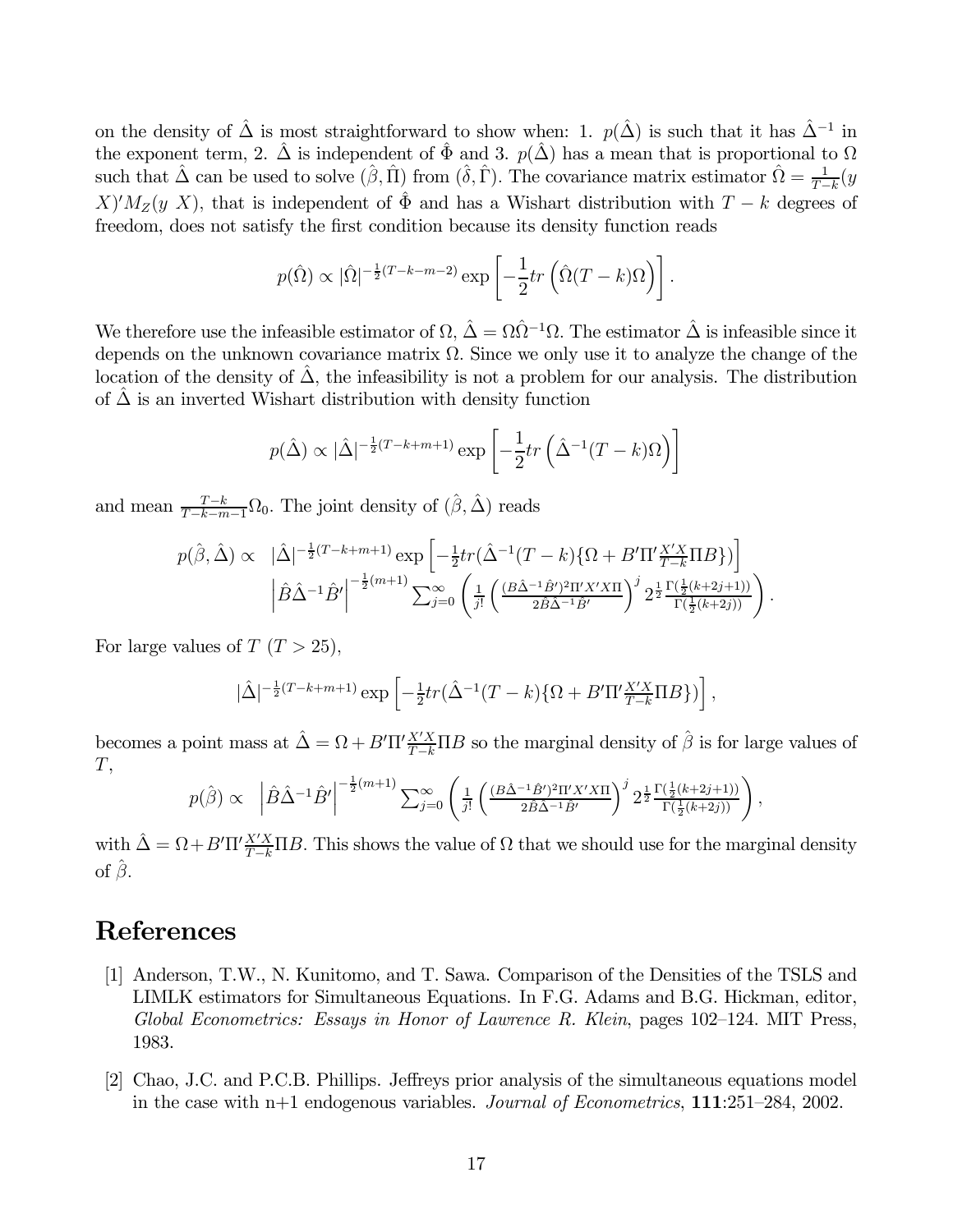on the density of $\hat{\Delta}$ is most straightforward to show when: 1. $p(\hat{\Delta})$ is such that it has $\hat{\Delta}^{-1}$ in the exponent term, 2. $\hat{\Delta}$ is independent of $\hat{\Phi}$ and 3. $p(\hat{\Delta})$ has a mean that is proportional to $\Omega$ such that $\hat{\Delta}$ can be used to solve $(\hat{\beta}, \hat{\Pi})$ from $(\hat{\delta}, \hat{\Gamma})$. The covariance matrix estimator $\hat{\Omega} = \frac{1}{T-k}(y \; X)' M_Z (y \; X)$, that is independent of $\hat{\Phi}$ and has a Wishart distribution with $T-k$ degrees of freedom, does not satisfy the first condition because its density function reads

$$p(\hat{\Omega}) \propto |\hat{\Omega}|^{-\frac{1}{2}(T-k-m-2)} \exp\left[-\frac{1}{2}tr\left(\hat{\Omega}(T-k)\Omega\right)\right].$$

We therefore use the infeasible estimator of $\Omega$, $\hat{\Delta} = \Omega\hat{\Omega}^{-1}\Omega$. The estimator $\hat{\Delta}$ is infeasible since it depends on the unknown covariance matrix $\Omega$. Since we only use it to analyze the change of the location of the density of $\hat{\Delta}$, the infeasibility is not a problem for our analysis. The distribution of $\hat{\Delta}$ is an inverted Wishart distribution with density function

$$p(\hat{\Delta}) \propto |\hat{\Delta}|^{-\frac{1}{2}(T-k+m+1)} \exp\left[-\frac{1}{2}tr\left(\hat{\Delta}^{-1}(T-k)\Omega\right)\right]$$

and mean $\frac{T-k}{T-k-m-1}\Omega_0$. The joint density of $(\hat{\beta}, \hat{\Delta})$ reads

$$\begin{aligned} p(\hat{\beta}, \hat{\Delta}) \propto \; & |\hat{\Delta}|^{-\frac{1}{2}(T-k+m+1)} \exp\left[-\frac{1}{2}tr(\hat{\Delta}^{-1}(T-k)\{\Omega + B'\Pi'\tfrac{X'X}{T-k}\Pi B\})\right] \\ & \left|\hat{B}\hat{\Delta}^{-1}\hat{B}'\right|^{-\frac{1}{2}(m+1)} \sum_{j=0}^{\infty}\left(\frac{1}{j!}\left(\frac{(B\hat{\Delta}^{-1}\hat{B}')^2\Pi'X'X\Pi}{2\hat{B}\hat{\Delta}^{-1}\hat{B}'}\right)^j 2^{\frac{1}{2}}\frac{\Gamma(\frac{1}{2}(k+2j+1))}{\Gamma(\frac{1}{2}(k+2j))}\right). \end{aligned}$$

For large values of $T$ $(T > 25)$,

$$|\hat{\Delta}|^{-\frac{1}{2}(T-k+m+1)} \exp\left[-\tfrac{1}{2}tr(\hat{\Delta}^{-1}(T-k)\{\Omega + B'\Pi'\tfrac{X'X}{T-k}\Pi B\})\right],$$

becomes a point mass at $\hat{\Delta} = \Omega + B'\Pi'\frac{X'X}{T-k}\Pi B$ so the marginal density of $\hat{\beta}$ is for large values of $T$,

$$p(\hat{\beta}) \propto \; \left|\hat{B}\hat{\Delta}^{-1}\hat{B}'\right|^{-\frac{1}{2}(m+1)} \sum_{j=0}^{\infty}\left(\frac{1}{j!}\left(\frac{(B\hat{\Delta}^{-1}\hat{B}')^2\Pi'X'X\Pi}{2\hat{B}\hat{\Delta}^{-1}\hat{B}'}\right)^j 2^{\frac{1}{2}}\frac{\Gamma(\frac{1}{2}(k+2j+1))}{\Gamma(\frac{1}{2}(k+2j))}\right),$$

with $\hat{\Delta} = \Omega + B'\Pi'\frac{X'X}{T-k}\Pi B$. This shows the value of $\Omega$ that we should use for the marginal density of $\hat{\beta}$.

# References

[1] Anderson, T.W., N. Kunitomo, and T. Sawa. Comparison of the Densities of the TSLS and LIMLK estimators for Simultaneous Equations. In F.G. Adams and B.G. Hickman, editor, *Global Econometrics: Essays in Honor of Lawrence R. Klein*, pages 102–124. MIT Press, 1983.

[2] Chao, J.C. and P.C.B. Phillips. Jeffreys prior analysis of the simultaneous equations model in the case with n+1 endogenous variables. *Journal of Econometrics*, **111**:251–284, 2002.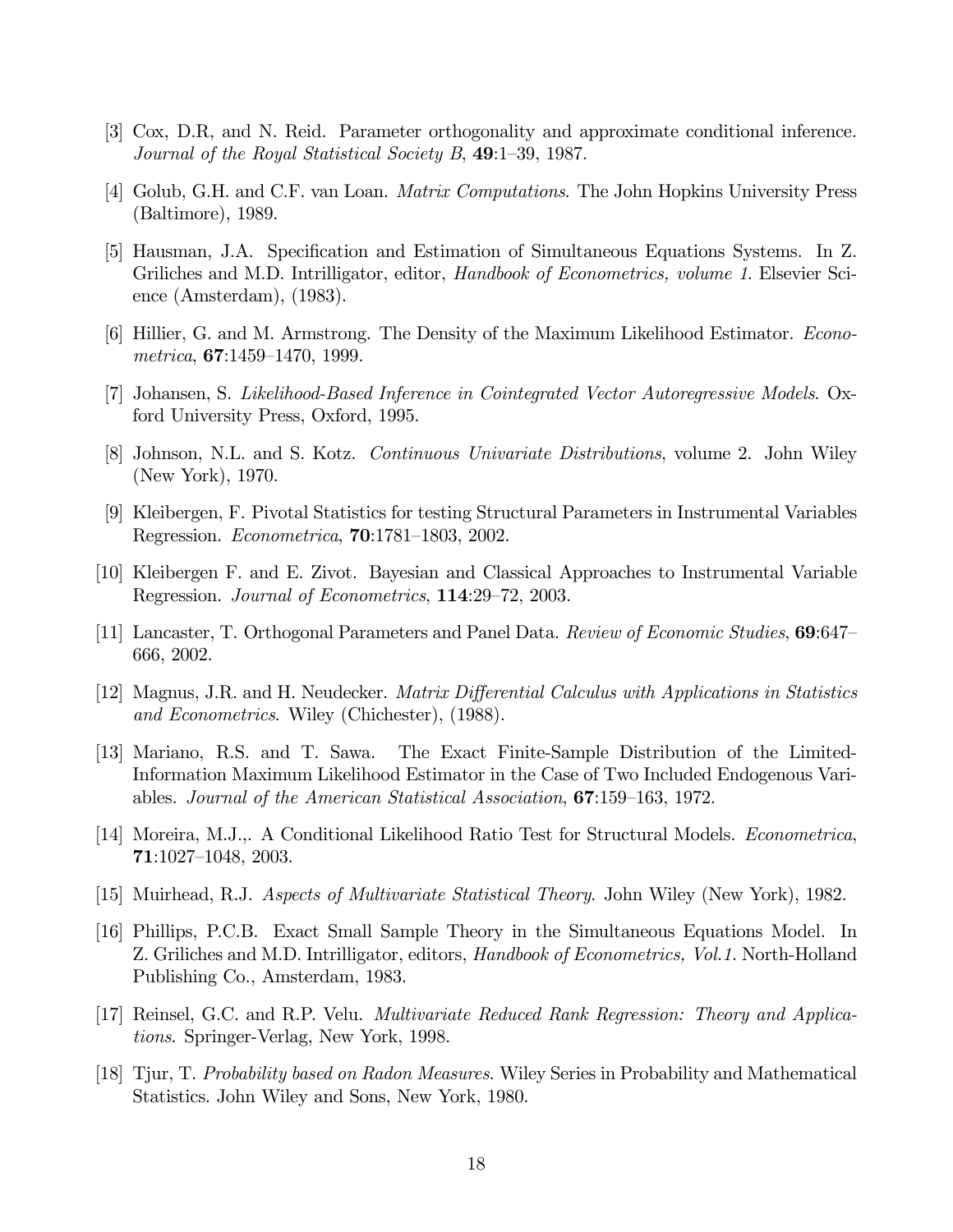[3] Cox, D.R, and N. Reid. Parameter orthogonality and approximate conditional inference. *Journal of the Royal Statistical Society B*, **49**:1–39, 1987.

[4] Golub, G.H. and C.F. van Loan. *Matrix Computations*. The John Hopkins University Press (Baltimore), 1989.

[5] Hausman, J.A. Specification and Estimation of Simultaneous Equations Systems. In Z. Griliches and M.D. Intrilligator, editor, *Handbook of Econometrics, volume 1*. Elsevier Science (Amsterdam), (1983).

[6] Hillier, G. and M. Armstrong. The Density of the Maximum Likelihood Estimator. *Econometrica*, **67**:1459–1470, 1999.

[7] Johansen, S. *Likelihood-Based Inference in Cointegrated Vector Autoregressive Models*. Oxford University Press, Oxford, 1995.

[8] Johnson, N.L. and S. Kotz. *Continuous Univariate Distributions*, volume 2. John Wiley (New York), 1970.

[9] Kleibergen, F. Pivotal Statistics for testing Structural Parameters in Instrumental Variables Regression. *Econometrica*, **70**:1781–1803, 2002.

[10] Kleibergen F. and E. Zivot. Bayesian and Classical Approaches to Instrumental Variable Regression. *Journal of Econometrics*, **114**:29–72, 2003.

[11] Lancaster, T. Orthogonal Parameters and Panel Data. *Review of Economic Studies*, **69**:647–666, 2002.

[12] Magnus, J.R. and H. Neudecker. *Matrix Differential Calculus with Applications in Statistics and Econometrics*. Wiley (Chichester), (1988).

[13] Mariano, R.S. and T. Sawa. The Exact Finite-Sample Distribution of the Limited-Information Maximum Likelihood Estimator in the Case of Two Included Endogenous Variables. *Journal of the American Statistical Association*, **67**:159–163, 1972.

[14] Moreira, M.J.,. A Conditional Likelihood Ratio Test for Structural Models. *Econometrica*, **71**:1027–1048, 2003.

[15] Muirhead, R.J. *Aspects of Multivariate Statistical Theory*. John Wiley (New York), 1982.

[16] Phillips, P.C.B. Exact Small Sample Theory in the Simultaneous Equations Model. In Z. Griliches and M.D. Intrilligator, editors, *Handbook of Econometrics, Vol.1*. North-Holland Publishing Co., Amsterdam, 1983.

[17] Reinsel, G.C. and R.P. Velu. *Multivariate Reduced Rank Regression: Theory and Applications*. Springer-Verlag, New York, 1998.

[18] Tjur, T. *Probability based on Radon Measures*. Wiley Series in Probability and Mathematical Statistics. John Wiley and Sons, New York, 1980.